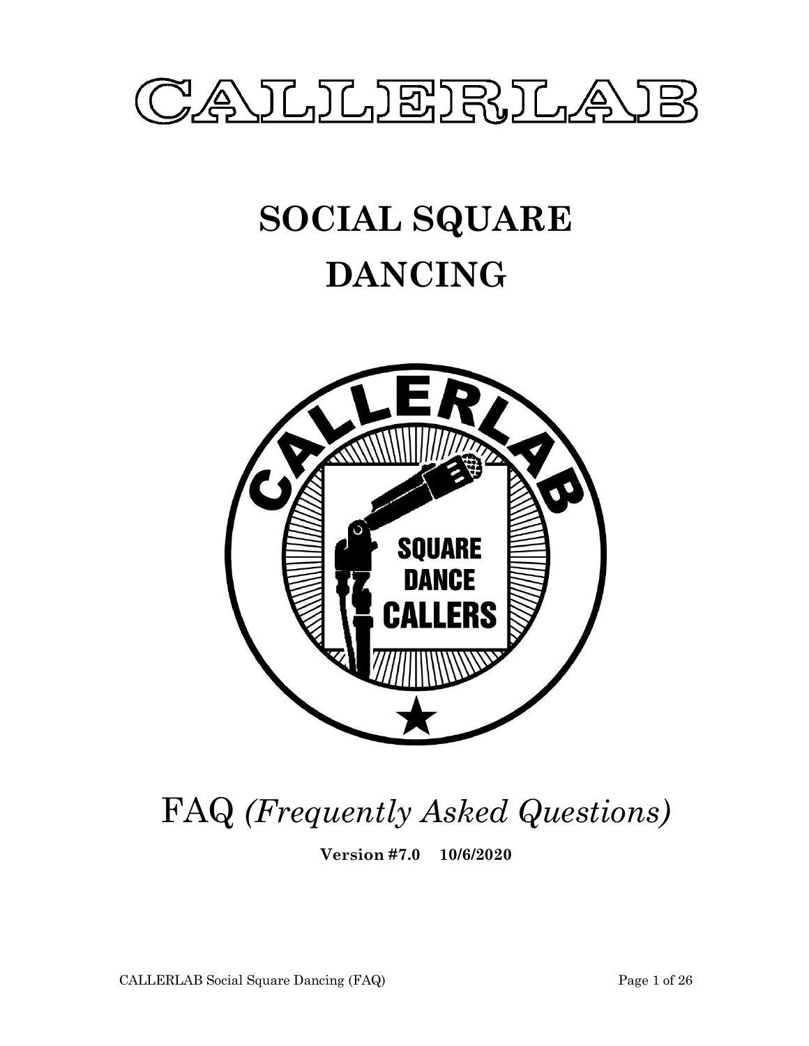# CALLERLAB

# SOCIAL SQUARE DANCING

FAQ *(Frequently Asked Questions)*

**Version #7.0 10/6/2020**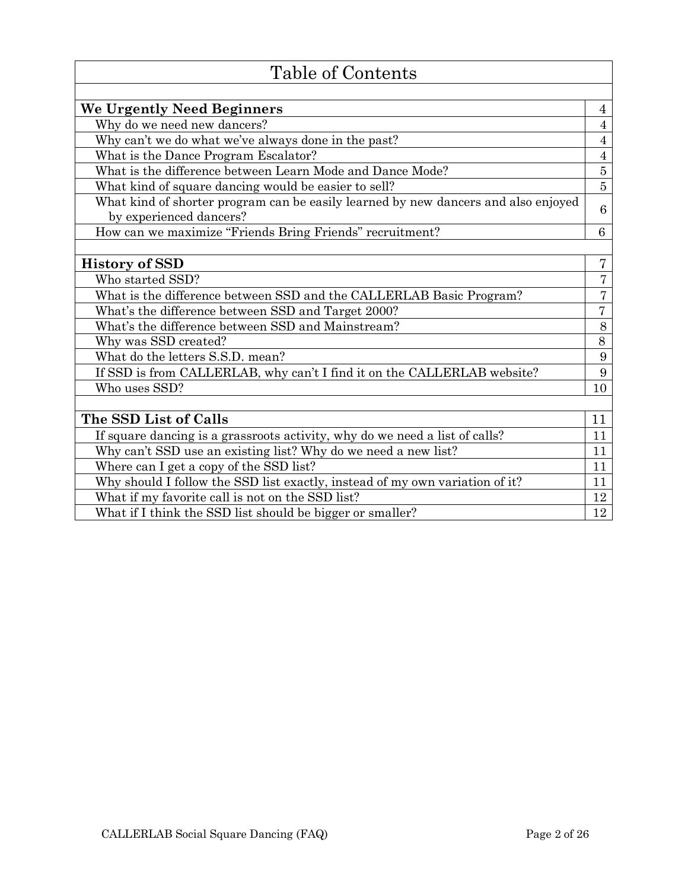# Table of Contents

| Section | Page |
| --- | --- |
| **We Urgently Need Beginners** | 4 |
| Why do we need new dancers? | 4 |
| Why can't we do what we've always done in the past? | 4 |
| What is the Dance Program Escalator? | 4 |
| What is the difference between Learn Mode and Dance Mode? | 5 |
| What kind of square dancing would be easier to sell? | 5 |
| What kind of shorter program can be easily learned by new dancers and also enjoyed by experienced dancers? | 6 |
| How can we maximize "Friends Bring Friends" recruitment? | 6 |
| | |
| **History of SSD** | 7 |
| Who started SSD? | 7 |
| What is the difference between SSD and the CALLERLAB Basic Program? | 7 |
| What's the difference between SSD and Target 2000? | 7 |
| What's the difference between SSD and Mainstream? | 8 |
| Why was SSD created? | 8 |
| What do the letters S.S.D. mean? | 9 |
| If SSD is from CALLERLAB, why can't I find it on the CALLERLAB website? | 9 |
| Who uses SSD? | 10 |
| | |
| **The SSD List of Calls** | 11 |
| If square dancing is a grassroots activity, why do we need a list of calls? | 11 |
| Why can't SSD use an existing list? Why do we need a new list? | 11 |
| Where can I get a copy of the SSD list? | 11 |
| Why should I follow the SSD list exactly, instead of my own variation of it? | 11 |
| What if my favorite call is not on the SSD list? | 12 |
| What if I think the SSD list should be bigger or smaller? | 12 |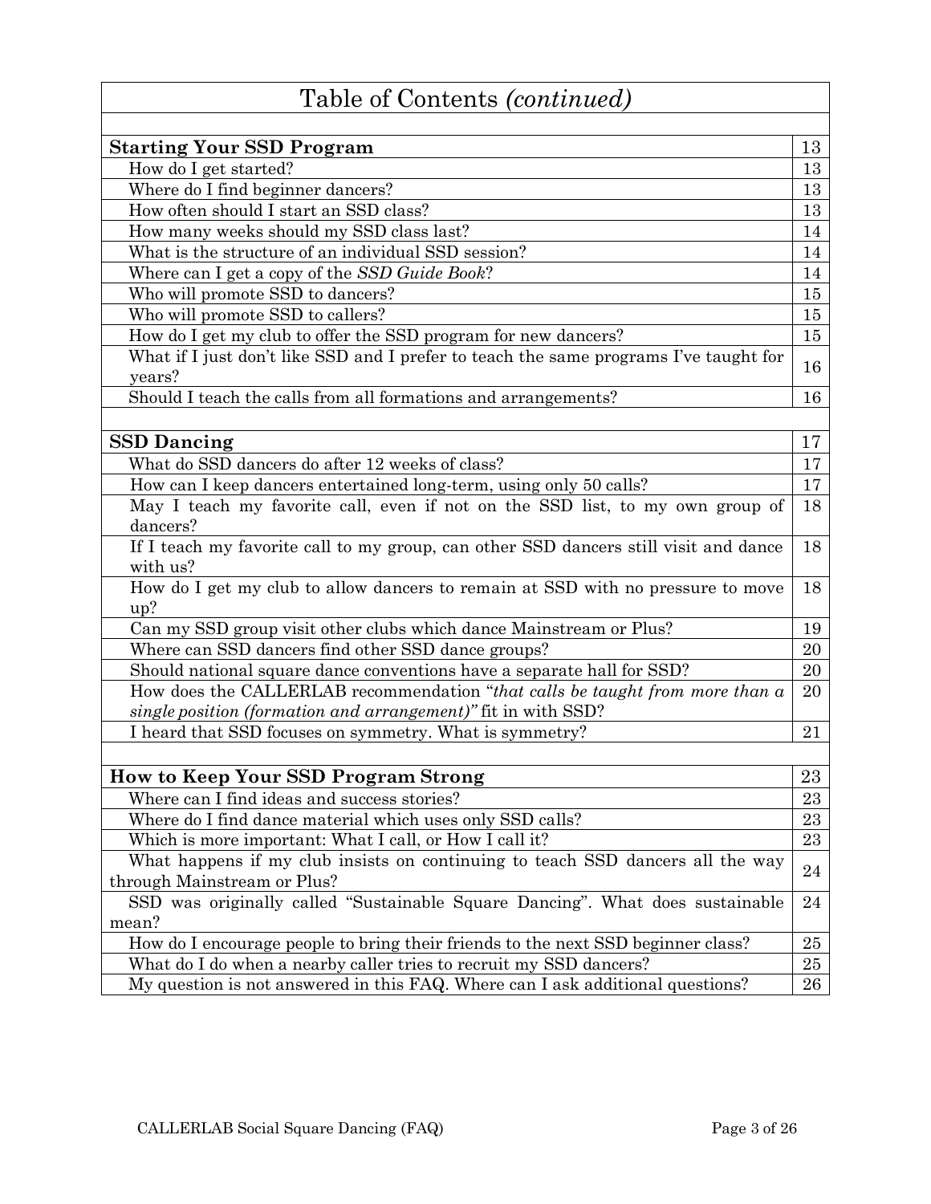# Table of Contents *(continued)*

| | |
|---|---|
| **Starting Your SSD Program** | 13 |
| How do I get started? | 13 |
| Where do I find beginner dancers? | 13 |
| How often should I start an SSD class? | 13 |
| How many weeks should my SSD class last? | 14 |
| What is the structure of an individual SSD session? | 14 |
| Where can I get a copy of the *SSD Guide Book*? | 14 |
| Who will promote SSD to dancers? | 15 |
| Who will promote SSD to callers? | 15 |
| How do I get my club to offer the SSD program for new dancers? | 15 |
| What if I just don't like SSD and I prefer to teach the same programs I've taught for years? | 16 |
| Should I teach the calls from all formations and arrangements? | 16 |
| | |
| **SSD Dancing** | 17 |
| What do SSD dancers do after 12 weeks of class? | 17 |
| How can I keep dancers entertained long-term, using only 50 calls? | 17 |
| May I teach my favorite call, even if not on the SSD list, to my own group of dancers? | 18 |
| If I teach my favorite call to my group, can other SSD dancers still visit and dance with us? | 18 |
| How do I get my club to allow dancers to remain at SSD with no pressure to move up? | 18 |
| Can my SSD group visit other clubs which dance Mainstream or Plus? | 19 |
| Where can SSD dancers find other SSD dance groups? | 20 |
| Should national square dance conventions have a separate hall for SSD? | 20 |
| How does the CALLERLAB recommendation "*that calls be taught from more than a single position (formation and arrangement)"* fit in with SSD? | 20 |
| I heard that SSD focuses on symmetry. What is symmetry? | 21 |
| | |
| **How to Keep Your SSD Program Strong** | 23 |
| Where can I find ideas and success stories? | 23 |
| Where do I find dance material which uses only SSD calls? | 23 |
| Which is more important: What I call, or How I call it? | 23 |
| What happens if my club insists on continuing to teach SSD dancers all the way through Mainstream or Plus? | 24 |
| SSD was originally called "Sustainable Square Dancing". What does sustainable mean? | 24 |
| How do I encourage people to bring their friends to the next SSD beginner class? | 25 |
| What do I do when a nearby caller tries to recruit my SSD dancers? | 25 |
| My question is not answered in this FAQ. Where can I ask additional questions? | 26 |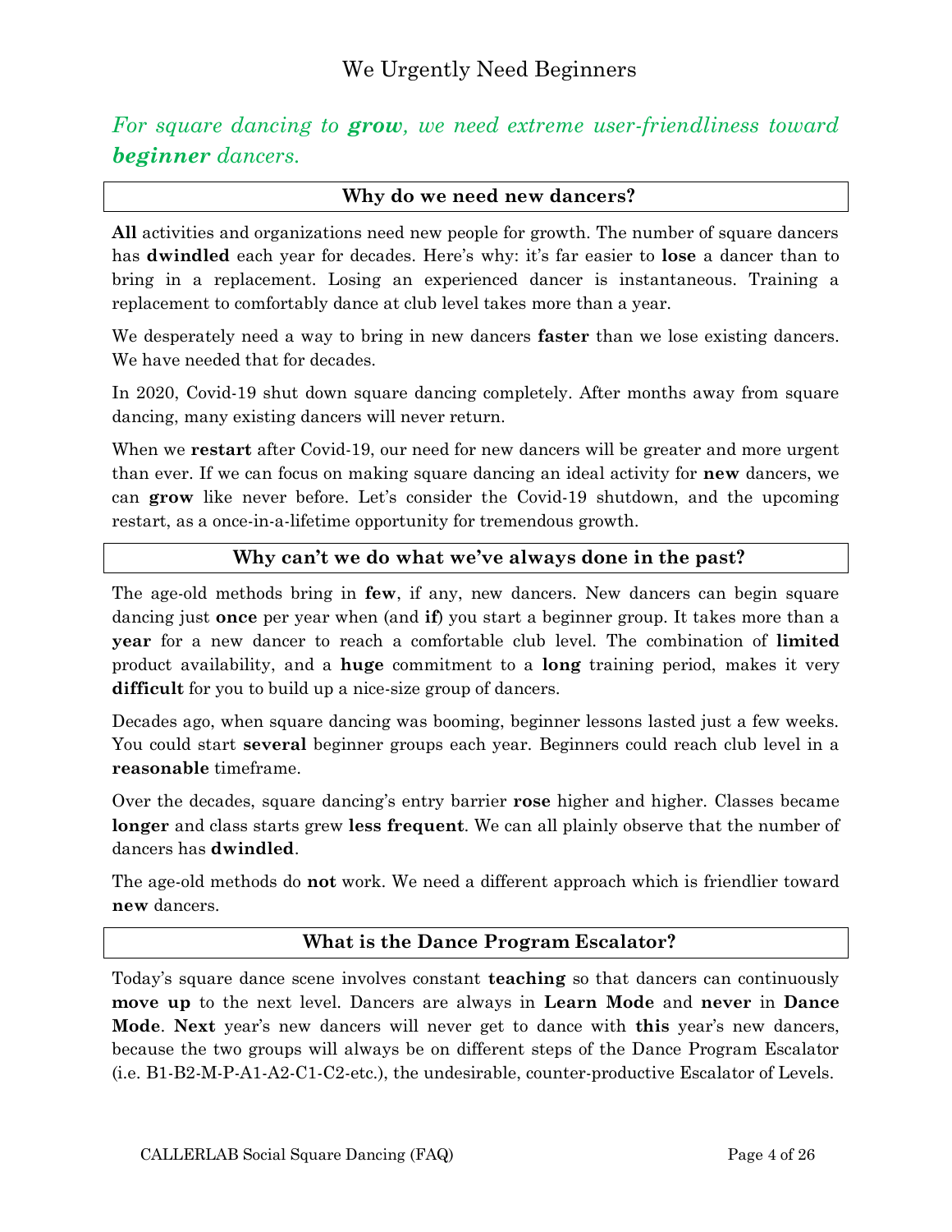# We Urgently Need Beginners

*For square dancing to **grow**, we need extreme user-friendliness toward **beginner** dancers.*

## Why do we need new dancers?

**All** activities and organizations need new people for growth. The number of square dancers has **dwindled** each year for decades. Here's why: it's far easier to **lose** a dancer than to bring in a replacement. Losing an experienced dancer is instantaneous. Training a replacement to comfortably dance at club level takes more than a year.

We desperately need a way to bring in new dancers **faster** than we lose existing dancers. We have needed that for decades.

In 2020, Covid-19 shut down square dancing completely. After months away from square dancing, many existing dancers will never return.

When we **restart** after Covid-19, our need for new dancers will be greater and more urgent than ever. If we can focus on making square dancing an ideal activity for **new** dancers, we can **grow** like never before. Let's consider the Covid-19 shutdown, and the upcoming restart, as a once-in-a-lifetime opportunity for tremendous growth.

## Why can't we do what we've always done in the past?

The age-old methods bring in **few**, if any, new dancers. New dancers can begin square dancing just **once** per year when (and **if**) you start a beginner group. It takes more than a **year** for a new dancer to reach a comfortable club level. The combination of **limited** product availability, and a **huge** commitment to a **long** training period, makes it very **difficult** for you to build up a nice-size group of dancers.

Decades ago, when square dancing was booming, beginner lessons lasted just a few weeks. You could start **several** beginner groups each year. Beginners could reach club level in a **reasonable** timeframe.

Over the decades, square dancing's entry barrier **rose** higher and higher. Classes became **longer** and class starts grew **less frequent**. We can all plainly observe that the number of dancers has **dwindled**.

The age-old methods do **not** work. We need a different approach which is friendlier toward **new** dancers.

## What is the Dance Program Escalator?

Today's square dance scene involves constant **teaching** so that dancers can continuously **move up** to the next level. Dancers are always in **Learn Mode** and **never** in **Dance Mode**. **Next** year's new dancers will never get to dance with **this** year's new dancers, because the two groups will always be on different steps of the Dance Program Escalator (i.e. B1-B2-M-P-A1-A2-C1-C2-etc.), the undesirable, counter-productive Escalator of Levels.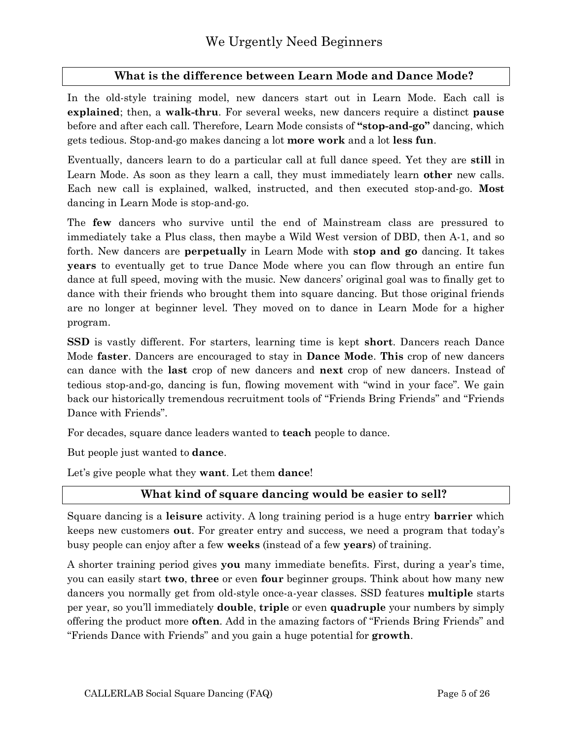# We Urgently Need Beginners

## What is the difference between Learn Mode and Dance Mode?

In the old-style training model, new dancers start out in Learn Mode. Each call is **explained**; then, a **walk-thru**. For several weeks, new dancers require a distinct **pause** before and after each call. Therefore, Learn Mode consists of **"stop-and-go"** dancing, which gets tedious. Stop-and-go makes dancing a lot **more work** and a lot **less fun**.

Eventually, dancers learn to do a particular call at full dance speed. Yet they are **still** in Learn Mode. As soon as they learn a call, they must immediately learn **other** new calls. Each new call is explained, walked, instructed, and then executed stop-and-go. **Most** dancing in Learn Mode is stop-and-go.

The **few** dancers who survive until the end of Mainstream class are pressured to immediately take a Plus class, then maybe a Wild West version of DBD, then A-1, and so forth. New dancers are **perpetually** in Learn Mode with **stop and go** dancing. It takes **years** to eventually get to true Dance Mode where you can flow through an entire fun dance at full speed, moving with the music. New dancers' original goal was to finally get to dance with their friends who brought them into square dancing. But those original friends are no longer at beginner level. They moved on to dance in Learn Mode for a higher program.

**SSD** is vastly different. For starters, learning time is kept **short**. Dancers reach Dance Mode **faster**. Dancers are encouraged to stay in **Dance Mode**. **This** crop of new dancers can dance with the **last** crop of new dancers and **next** crop of new dancers. Instead of tedious stop-and-go, dancing is fun, flowing movement with "wind in your face". We gain back our historically tremendous recruitment tools of "Friends Bring Friends" and "Friends Dance with Friends".

For decades, square dance leaders wanted to **teach** people to dance.

But people just wanted to **dance**.

Let's give people what they **want**. Let them **dance**!

## What kind of square dancing would be easier to sell?

Square dancing is a **leisure** activity. A long training period is a huge entry **barrier** which keeps new customers **out**. For greater entry and success, we need a program that today's busy people can enjoy after a few **weeks** (instead of a few **years**) of training.

A shorter training period gives **you** many immediate benefits. First, during a year's time, you can easily start **two**, **three** or even **four** beginner groups. Think about how many new dancers you normally get from old-style once-a-year classes. SSD features **multiple** starts per year, so you'll immediately **double**, **triple** or even **quadruple** your numbers by simply offering the product more **often**. Add in the amazing factors of "Friends Bring Friends" and "Friends Dance with Friends" and you gain a huge potential for **growth**.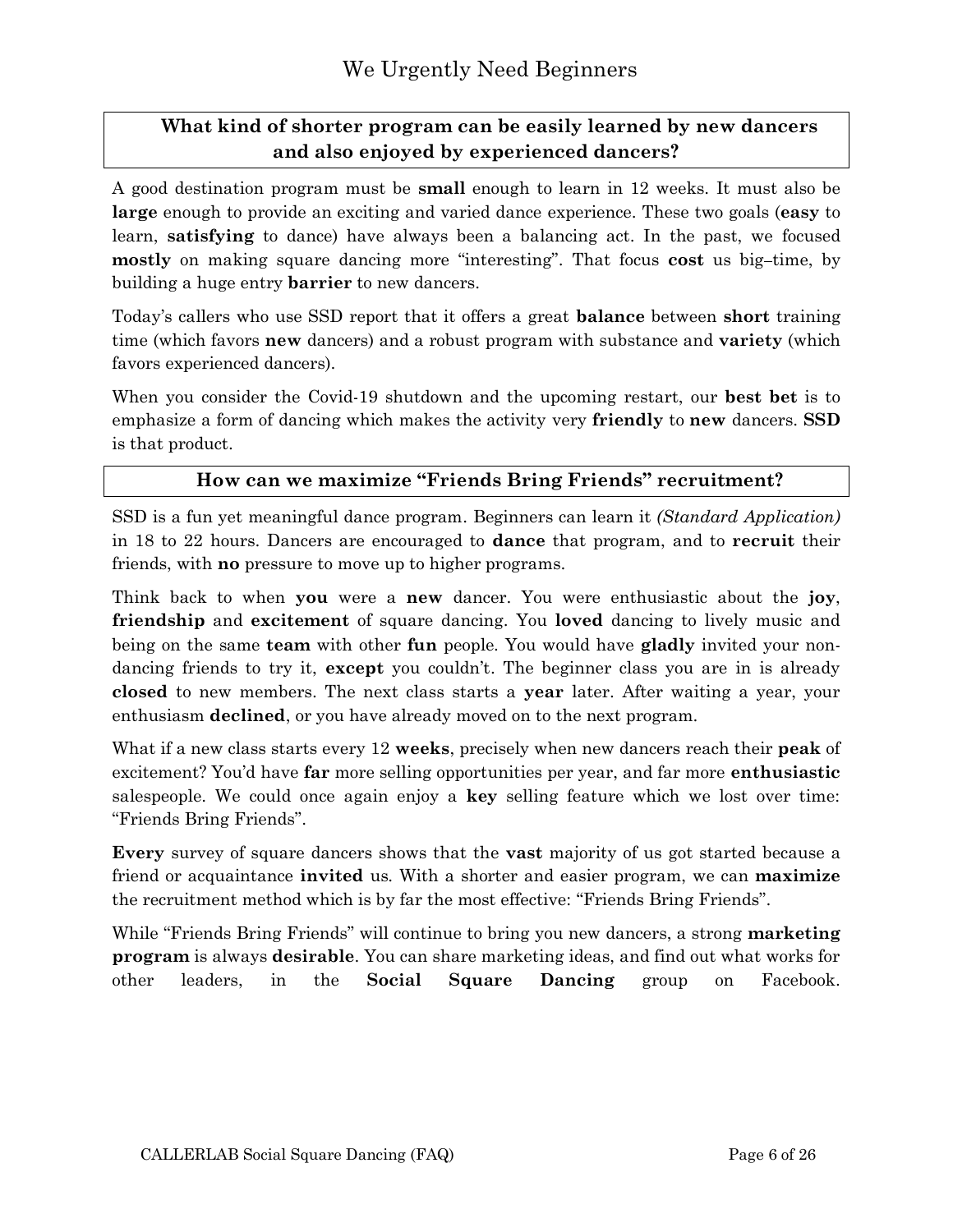# We Urgently Need Beginners

### What kind of shorter program can be easily learned by new dancers and also enjoyed by experienced dancers?

A good destination program must be **small** enough to learn in 12 weeks. It must also be **large** enough to provide an exciting and varied dance experience. These two goals (**easy** to learn, **satisfying** to dance) have always been a balancing act. In the past, we focused **mostly** on making square dancing more "interesting". That focus **cost** us big–time, by building a huge entry **barrier** to new dancers.

Today's callers who use SSD report that it offers a great **balance** between **short** training time (which favors **new** dancers) and a robust program with substance and **variety** (which favors experienced dancers).

When you consider the Covid-19 shutdown and the upcoming restart, our **best bet** is to emphasize a form of dancing which makes the activity very **friendly** to **new** dancers. **SSD** is that product.

### How can we maximize "Friends Bring Friends" recruitment?

SSD is a fun yet meaningful dance program. Beginners can learn it *(Standard Application)* in 18 to 22 hours. Dancers are encouraged to **dance** that program, and to **recruit** their friends, with **no** pressure to move up to higher programs.

Think back to when **you** were a **new** dancer. You were enthusiastic about the **joy**, **friendship** and **excitement** of square dancing. You **loved** dancing to lively music and being on the same **team** with other **fun** people. You would have **gladly** invited your non-dancing friends to try it, **except** you couldn't. The beginner class you are in is already **closed** to new members. The next class starts a **year** later. After waiting a year, your enthusiasm **declined**, or you have already moved on to the next program.

What if a new class starts every 12 **weeks**, precisely when new dancers reach their **peak** of excitement? You'd have **far** more selling opportunities per year, and far more **enthusiastic** salespeople. We could once again enjoy a **key** selling feature which we lost over time: "Friends Bring Friends".

**Every** survey of square dancers shows that the **vast** majority of us got started because a friend or acquaintance **invited** us. With a shorter and easier program, we can **maximize** the recruitment method which is by far the most effective: "Friends Bring Friends".

While "Friends Bring Friends" will continue to bring you new dancers, a strong **marketing program** is always **desirable**. You can share marketing ideas, and find out what works for other leaders, in the **Social Square Dancing** group on Facebook.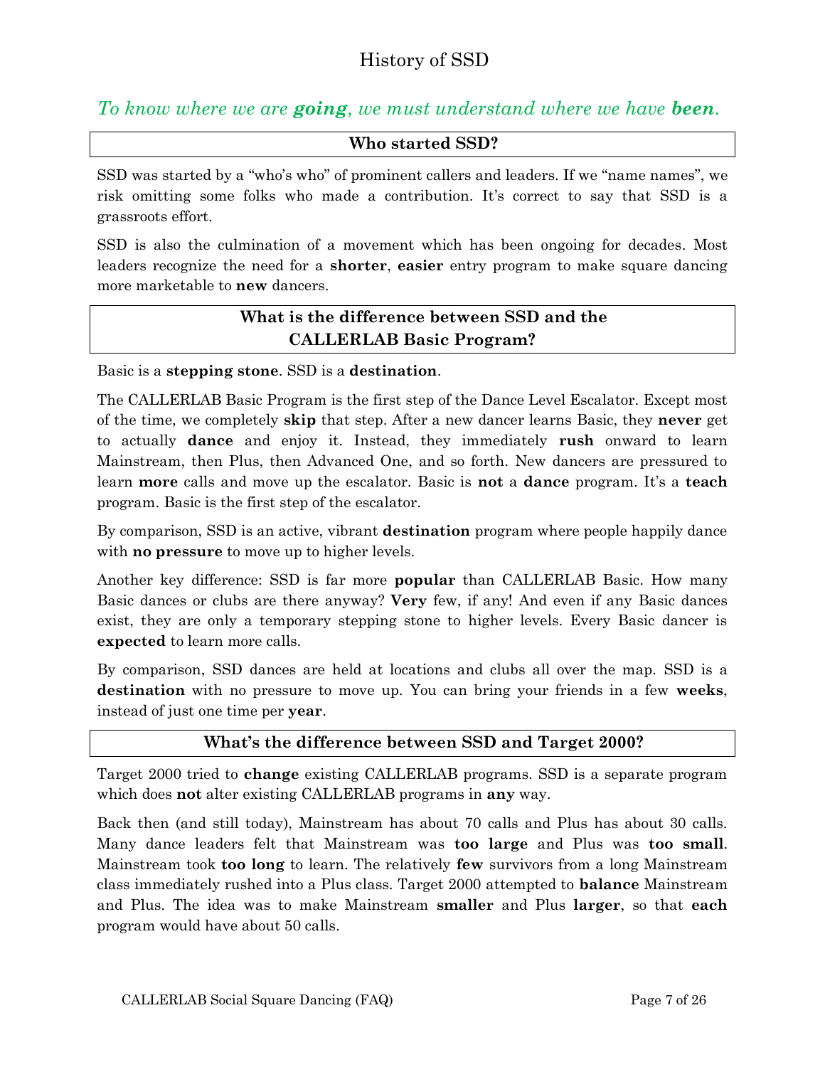# History of SSD

*To know where we are **going**, we must understand where we have **been**.*

## Who started SSD?

SSD was started by a "who's who" of prominent callers and leaders. If we "name names", we risk omitting some folks who made a contribution. It's correct to say that SSD is a grassroots effort.

SSD is also the culmination of a movement which has been ongoing for decades. Most leaders recognize the need for a **shorter**, **easier** entry program to make square dancing more marketable to **new** dancers.

## What is the difference between SSD and the CALLERLAB Basic Program?

Basic is a **stepping stone**. SSD is a **destination**.

The CALLERLAB Basic Program is the first step of the Dance Level Escalator. Except most of the time, we completely **skip** that step. After a new dancer learns Basic, they **never** get to actually **dance** and enjoy it. Instead, they immediately **rush** onward to learn Mainstream, then Plus, then Advanced One, and so forth. New dancers are pressured to learn **more** calls and move up the escalator. Basic is **not** a **dance** program. It's a **teach** program. Basic is the first step of the escalator.

By comparison, SSD is an active, vibrant **destination** program where people happily dance with **no pressure** to move up to higher levels.

Another key difference: SSD is far more **popular** than CALLERLAB Basic. How many Basic dances or clubs are there anyway? **Very** few, if any! And even if any Basic dances exist, they are only a temporary stepping stone to higher levels. Every Basic dancer is **expected** to learn more calls.

By comparison, SSD dances are held at locations and clubs all over the map. SSD is a **destination** with no pressure to move up. You can bring your friends in a few **weeks**, instead of just one time per **year**.

## What's the difference between SSD and Target 2000?

Target 2000 tried to **change** existing CALLERLAB programs. SSD is a separate program which does **not** alter existing CALLERLAB programs in **any** way.

Back then (and still today), Mainstream has about 70 calls and Plus has about 30 calls. Many dance leaders felt that Mainstream was **too large** and Plus was **too small**. Mainstream took **too long** to learn. The relatively **few** survivors from a long Mainstream class immediately rushed into a Plus class. Target 2000 attempted to **balance** Mainstream and Plus. The idea was to make Mainstream **smaller** and Plus **larger**, so that **each** program would have about 50 calls.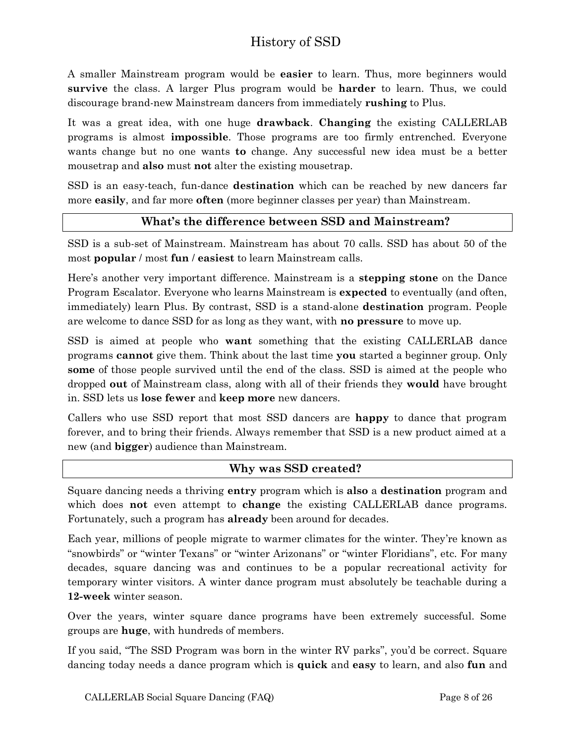# History of SSD

A smaller Mainstream program would be **easier** to learn. Thus, more beginners would **survive** the class. A larger Plus program would be **harder** to learn. Thus, we could discourage brand-new Mainstream dancers from immediately **rushing** to Plus.

It was a great idea, with one huge **drawback**. **Changing** the existing CALLERLAB programs is almost **impossible**. Those programs are too firmly entrenched. Everyone wants change but no one wants **to** change. Any successful new idea must be a better mousetrap and **also** must **not** alter the existing mousetrap.

SSD is an easy-teach, fun-dance **destination** which can be reached by new dancers far more **easily**, and far more **often** (more beginner classes per year) than Mainstream.

## What's the difference between SSD and Mainstream?

SSD is a sub-set of Mainstream. Mainstream has about 70 calls. SSD has about 50 of the most **popular** / most **fun** / **easiest** to learn Mainstream calls.

Here's another very important difference. Mainstream is a **stepping stone** on the Dance Program Escalator. Everyone who learns Mainstream is **expected** to eventually (and often, immediately) learn Plus. By contrast, SSD is a stand-alone **destination** program. People are welcome to dance SSD for as long as they want, with **no pressure** to move up.

SSD is aimed at people who **want** something that the existing CALLERLAB dance programs **cannot** give them. Think about the last time **you** started a beginner group. Only **some** of those people survived until the end of the class. SSD is aimed at the people who dropped **out** of Mainstream class, along with all of their friends they **would** have brought in. SSD lets us **lose fewer** and **keep more** new dancers.

Callers who use SSD report that most SSD dancers are **happy** to dance that program forever, and to bring their friends. Always remember that SSD is a new product aimed at a new (and **bigger**) audience than Mainstream.

## Why was SSD created?

Square dancing needs a thriving **entry** program which is **also** a **destination** program and which does **not** even attempt to **change** the existing CALLERLAB dance programs. Fortunately, such a program has **already** been around for decades.

Each year, millions of people migrate to warmer climates for the winter. They're known as "snowbirds" or "winter Texans" or "winter Arizonans" or "winter Floridians", etc. For many decades, square dancing was and continues to be a popular recreational activity for temporary winter visitors. A winter dance program must absolutely be teachable during a **12-week** winter season.

Over the years, winter square dance programs have been extremely successful. Some groups are **huge**, with hundreds of members.

If you said, "The SSD Program was born in the winter RV parks", you'd be correct. Square dancing today needs a dance program which is **quick** and **easy** to learn, and also **fun** and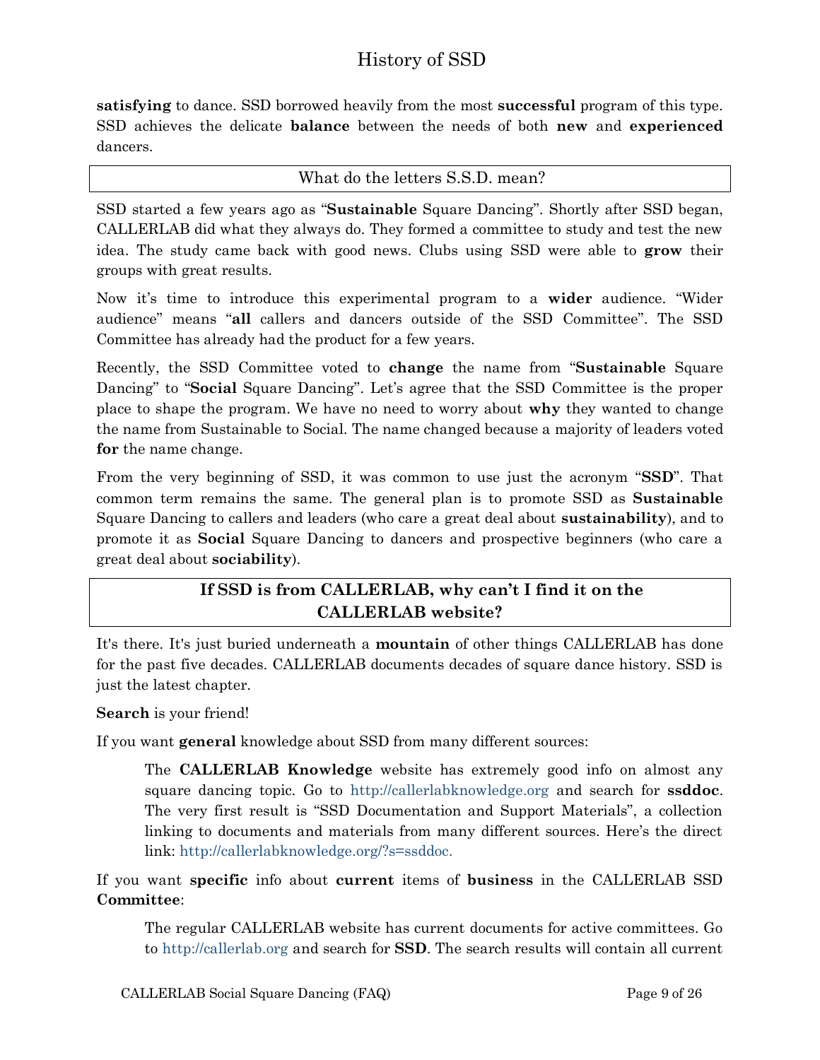**satisfying** to dance. SSD borrowed heavily from the most **successful** program of this type. SSD achieves the delicate **balance** between the needs of both **new** and **experienced** dancers.

## What do the letters S.S.D. mean?

SSD started a few years ago as "**Sustainable** Square Dancing". Shortly after SSD began, CALLERLAB did what they always do. They formed a committee to study and test the new idea. The study came back with good news. Clubs using SSD were able to **grow** their groups with great results.

Now it's time to introduce this experimental program to a **wider** audience. "Wider audience" means "**all** callers and dancers outside of the SSD Committee". The SSD Committee has already had the product for a few years.

Recently, the SSD Committee voted to **change** the name from "**Sustainable** Square Dancing" to "**Social** Square Dancing". Let's agree that the SSD Committee is the proper place to shape the program. We have no need to worry about **why** they wanted to change the name from Sustainable to Social. The name changed because a majority of leaders voted **for** the name change.

From the very beginning of SSD, it was common to use just the acronym "**SSD**". That common term remains the same. The general plan is to promote SSD as **Sustainable** Square Dancing to callers and leaders (who care a great deal about **sustainability**), and to promote it as **Social** Square Dancing to dancers and prospective beginners (who care a great deal about **sociability**).

## If SSD is from CALLERLAB, why can't I find it on the CALLERLAB website?

It's there. It's just buried underneath a **mountain** of other things CALLERLAB has done for the past five decades. CALLERLAB documents decades of square dance history. SSD is just the latest chapter.

**Search** is your friend!

If you want **general** knowledge about SSD from many different sources:

> The **CALLERLAB Knowledge** website has extremely good info on almost any square dancing topic. Go to http://callerlabknowledge.org and search for **ssddoc**. The very first result is "SSD Documentation and Support Materials", a collection linking to documents and materials from many different sources. Here's the direct link: http://callerlabknowledge.org/?s=ssddoc.

If you want **specific** info about **current** items of **business** in the CALLERLAB SSD **Committee**:

> The regular CALLERLAB website has current documents for active committees. Go to http://callerlab.org and search for **SSD**. The search results will contain all current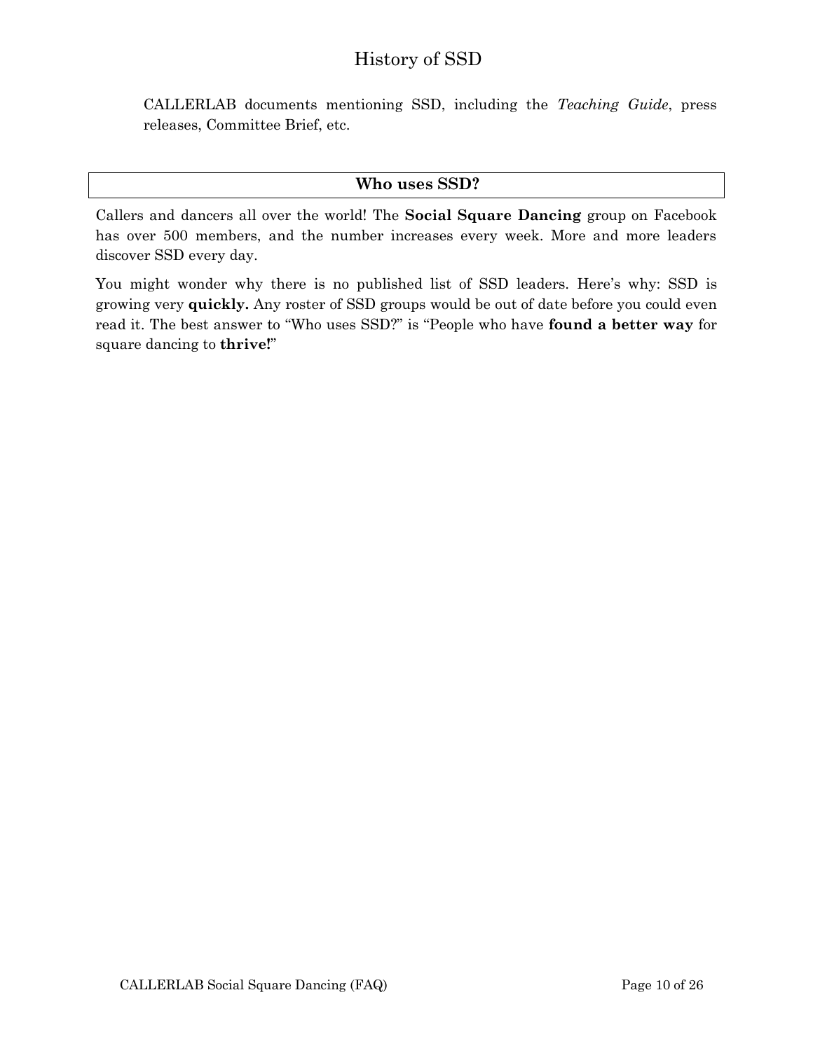History of SSD

CALLERLAB documents mentioning SSD, including the *Teaching Guide*, press releases, Committee Brief, etc.

## Who uses SSD?

Callers and dancers all over the world! The **Social Square Dancing** group on Facebook has over 500 members, and the number increases every week. More and more leaders discover SSD every day.

You might wonder why there is no published list of SSD leaders. Here's why: SSD is growing very **quickly.** Any roster of SSD groups would be out of date before you could even read it. The best answer to "Who uses SSD?" is "People who have **found a better way** for square dancing to **thrive!**"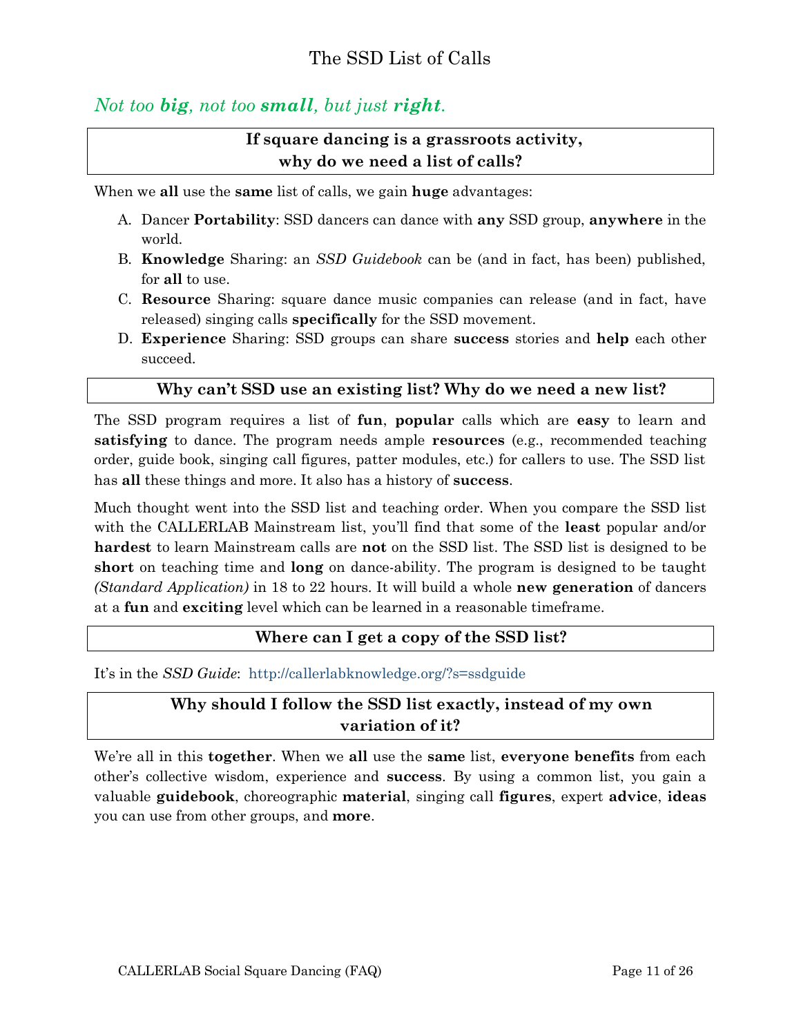# The SSD List of Calls

*Not too **big**, not too **small**, but just **right**.*

### If square dancing is a grassroots activity, why do we need a list of calls?

When we **all** use the **same** list of calls, we gain **huge** advantages:

A. Dancer **Portability**: SSD dancers can dance with **any** SSD group, **anywhere** in the world.
B. **Knowledge** Sharing: an *SSD Guidebook* can be (and in fact, has been) published, for **all** to use.
C. **Resource** Sharing: square dance music companies can release (and in fact, have released) singing calls **specifically** for the SSD movement.
D. **Experience** Sharing: SSD groups can share **success** stories and **help** each other succeed.

### Why can't SSD use an existing list? Why do we need a new list?

The SSD program requires a list of **fun**, **popular** calls which are **easy** to learn and **satisfying** to dance. The program needs ample **resources** (e.g., recommended teaching order, guide book, singing call figures, patter modules, etc.) for callers to use. The SSD list has **all** these things and more. It also has a history of **success**.

Much thought went into the SSD list and teaching order. When you compare the SSD list with the CALLERLAB Mainstream list, you'll find that some of the **least** popular and/or **hardest** to learn Mainstream calls are **not** on the SSD list. The SSD list is designed to be **short** on teaching time and **long** on dance-ability. The program is designed to be taught *(Standard Application)* in 18 to 22 hours. It will build a whole **new generation** of dancers at a **fun** and **exciting** level which can be learned in a reasonable timeframe.

### Where can I get a copy of the SSD list?

It's in the *SSD Guide*: http://callerlabknowledge.org/?s=ssdguide

### Why should I follow the SSD list exactly, instead of my own variation of it?

We're all in this **together**. When we **all** use the **same** list, **everyone benefits** from each other's collective wisdom, experience and **success**. By using a common list, you gain a valuable **guidebook**, choreographic **material**, singing call **figures**, expert **advice**, **ideas** you can use from other groups, and **more**.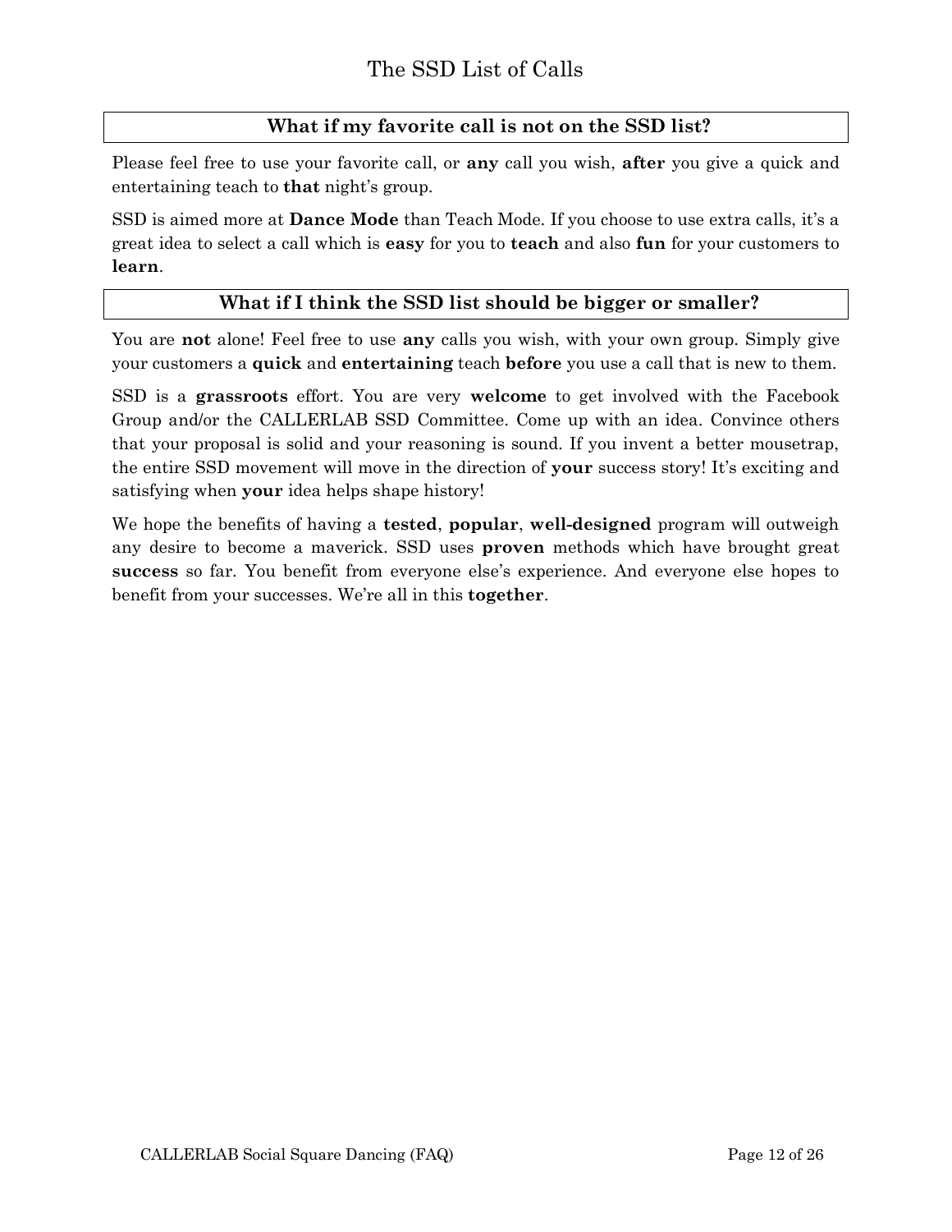## What if my favorite call is not on the SSD list?

Please feel free to use your favorite call, or **any** call you wish, **after** you give a quick and entertaining teach to **that** night's group.

SSD is aimed more at **Dance Mode** than Teach Mode. If you choose to use extra calls, it's a great idea to select a call which is **easy** for you to **teach** and also **fun** for your customers to **learn**.

## What if I think the SSD list should be bigger or smaller?

You are **not** alone! Feel free to use **any** calls you wish, with your own group. Simply give your customers a **quick** and **entertaining** teach **before** you use a call that is new to them.

SSD is a **grassroots** effort. You are very **welcome** to get involved with the Facebook Group and/or the CALLERLAB SSD Committee. Come up with an idea. Convince others that your proposal is solid and your reasoning is sound. If you invent a better mousetrap, the entire SSD movement will move in the direction of **your** success story! It's exciting and satisfying when **your** idea helps shape history!

We hope the benefits of having a **tested**, **popular**, **well-designed** program will outweigh any desire to become a maverick. SSD uses **proven** methods which have brought great **success** so far. You benefit from everyone else's experience. And everyone else hopes to benefit from your successes. We're all in this **together**.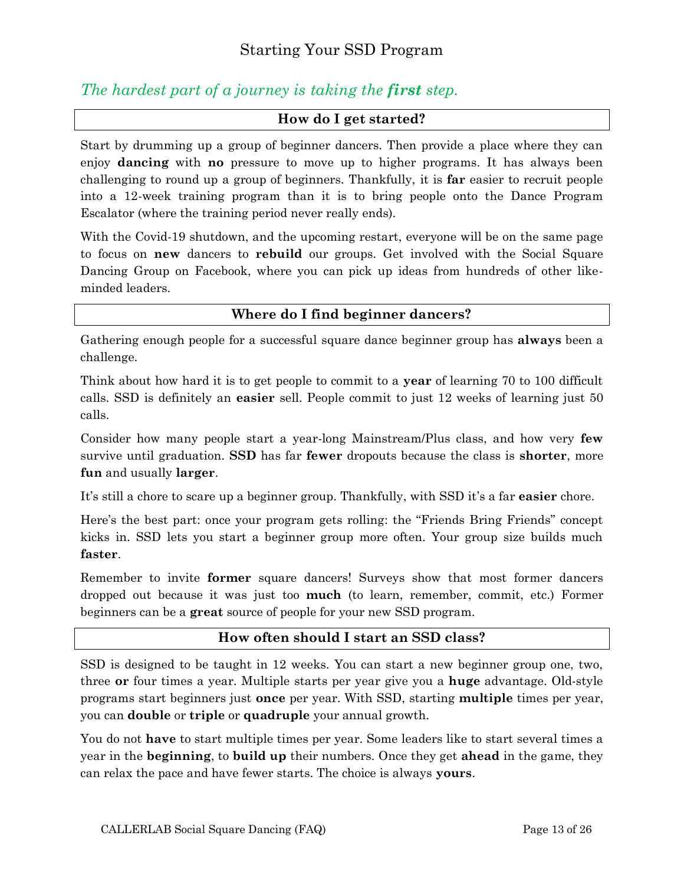# Starting Your SSD Program

*The hardest part of a journey is taking the **first** step.*

## How do I get started?

Start by drumming up a group of beginner dancers. Then provide a place where they can enjoy **dancing** with **no** pressure to move up to higher programs. It has always been challenging to round up a group of beginners. Thankfully, it is **far** easier to recruit people into a 12-week training program than it is to bring people onto the Dance Program Escalator (where the training period never really ends).

With the Covid-19 shutdown, and the upcoming restart, everyone will be on the same page to focus on **new** dancers to **rebuild** our groups. Get involved with the Social Square Dancing Group on Facebook, where you can pick up ideas from hundreds of other like-minded leaders.

## Where do I find beginner dancers?

Gathering enough people for a successful square dance beginner group has **always** been a challenge.

Think about how hard it is to get people to commit to a **year** of learning 70 to 100 difficult calls. SSD is definitely an **easier** sell. People commit to just 12 weeks of learning just 50 calls.

Consider how many people start a year-long Mainstream/Plus class, and how very **few** survive until graduation. **SSD** has far **fewer** dropouts because the class is **shorter**, more **fun** and usually **larger**.

It's still a chore to scare up a beginner group. Thankfully, with SSD it's a far **easier** chore.

Here's the best part: once your program gets rolling: the "Friends Bring Friends" concept kicks in. SSD lets you start a beginner group more often. Your group size builds much **faster**.

Remember to invite **former** square dancers! Surveys show that most former dancers dropped out because it was just too **much** (to learn, remember, commit, etc.) Former beginners can be a **great** source of people for your new SSD program.

## How often should I start an SSD class?

SSD is designed to be taught in 12 weeks. You can start a new beginner group one, two, three **or** four times a year. Multiple starts per year give you a **huge** advantage. Old-style programs start beginners just **once** per year. With SSD, starting **multiple** times per year, you can **double** or **triple** or **quadruple** your annual growth.

You do not **have** to start multiple times per year. Some leaders like to start several times a year in the **beginning**, to **build up** their numbers. Once they get **ahead** in the game, they can relax the pace and have fewer starts. The choice is always **yours**.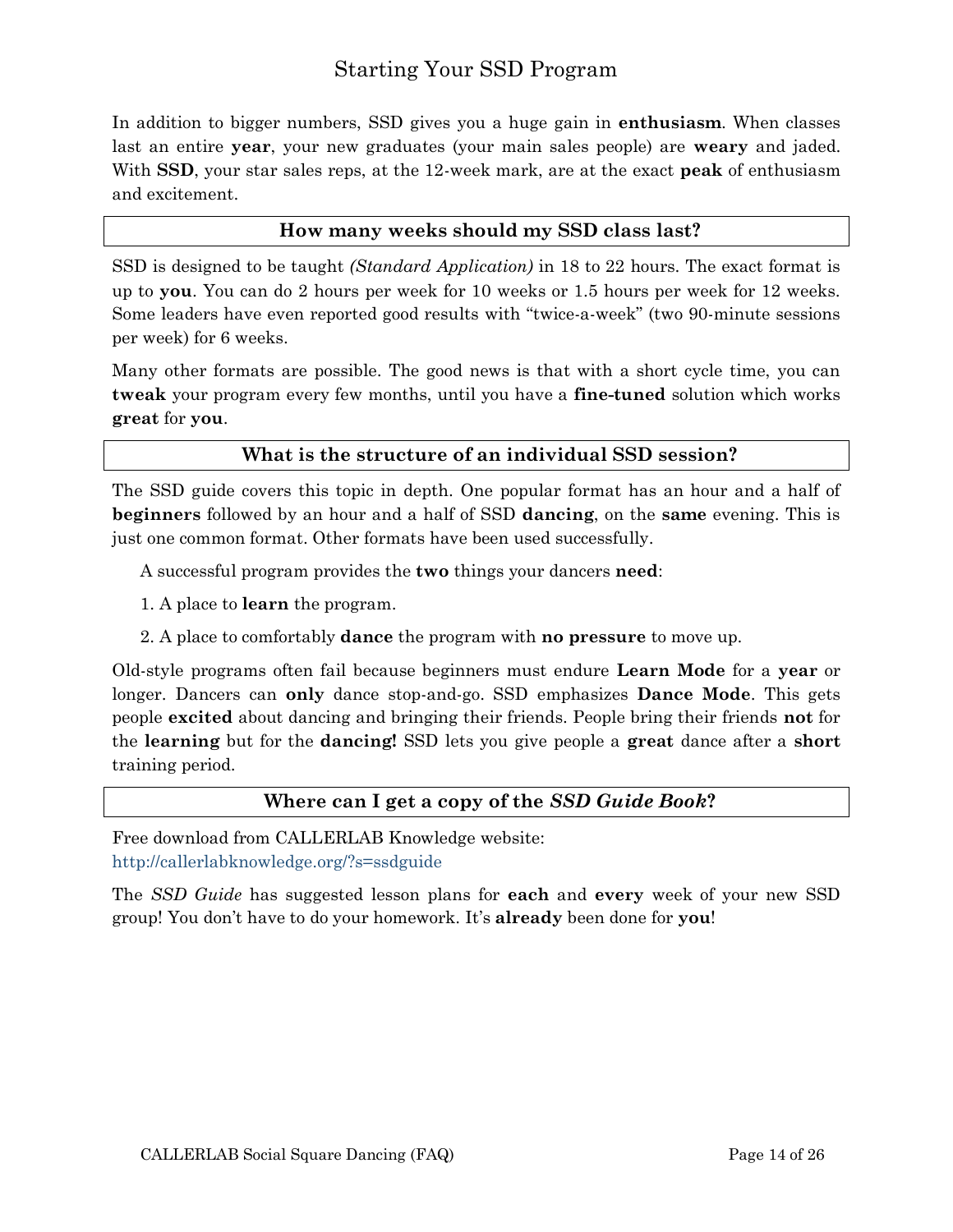# Starting Your SSD Program

In addition to bigger numbers, SSD gives you a huge gain in **enthusiasm**. When classes last an entire **year**, your new graduates (your main sales people) are **weary** and jaded. With **SSD**, your star sales reps, at the 12-week mark, are at the exact **peak** of enthusiasm and excitement.

## How many weeks should my SSD class last?

SSD is designed to be taught *(Standard Application)* in 18 to 22 hours. The exact format is up to **you**. You can do 2 hours per week for 10 weeks or 1.5 hours per week for 12 weeks. Some leaders have even reported good results with "twice-a-week" (two 90-minute sessions per week) for 6 weeks.

Many other formats are possible. The good news is that with a short cycle time, you can **tweak** your program every few months, until you have a **fine-tuned** solution which works **great** for **you**.

## What is the structure of an individual SSD session?

The SSD guide covers this topic in depth. One popular format has an hour and a half of **beginners** followed by an hour and a half of SSD **dancing**, on the **same** evening. This is just one common format. Other formats have been used successfully.

A successful program provides the **two** things your dancers **need**:

1. A place to **learn** the program.
2. A place to comfortably **dance** the program with **no pressure** to move up.

Old-style programs often fail because beginners must endure **Learn Mode** for a **year** or longer. Dancers can **only** dance stop-and-go. SSD emphasizes **Dance Mode**. This gets people **excited** about dancing and bringing their friends. People bring their friends **not** for the **learning** but for the **dancing!** SSD lets you give people a **great** dance after a **short** training period.

## Where can I get a copy of the *SSD Guide Book*?

Free download from CALLERLAB Knowledge website:
http://callerlabknowledge.org/?s=ssdguide

The *SSD Guide* has suggested lesson plans for **each** and **every** week of your new SSD group! You don't have to do your homework. It's **already** been done for **you**!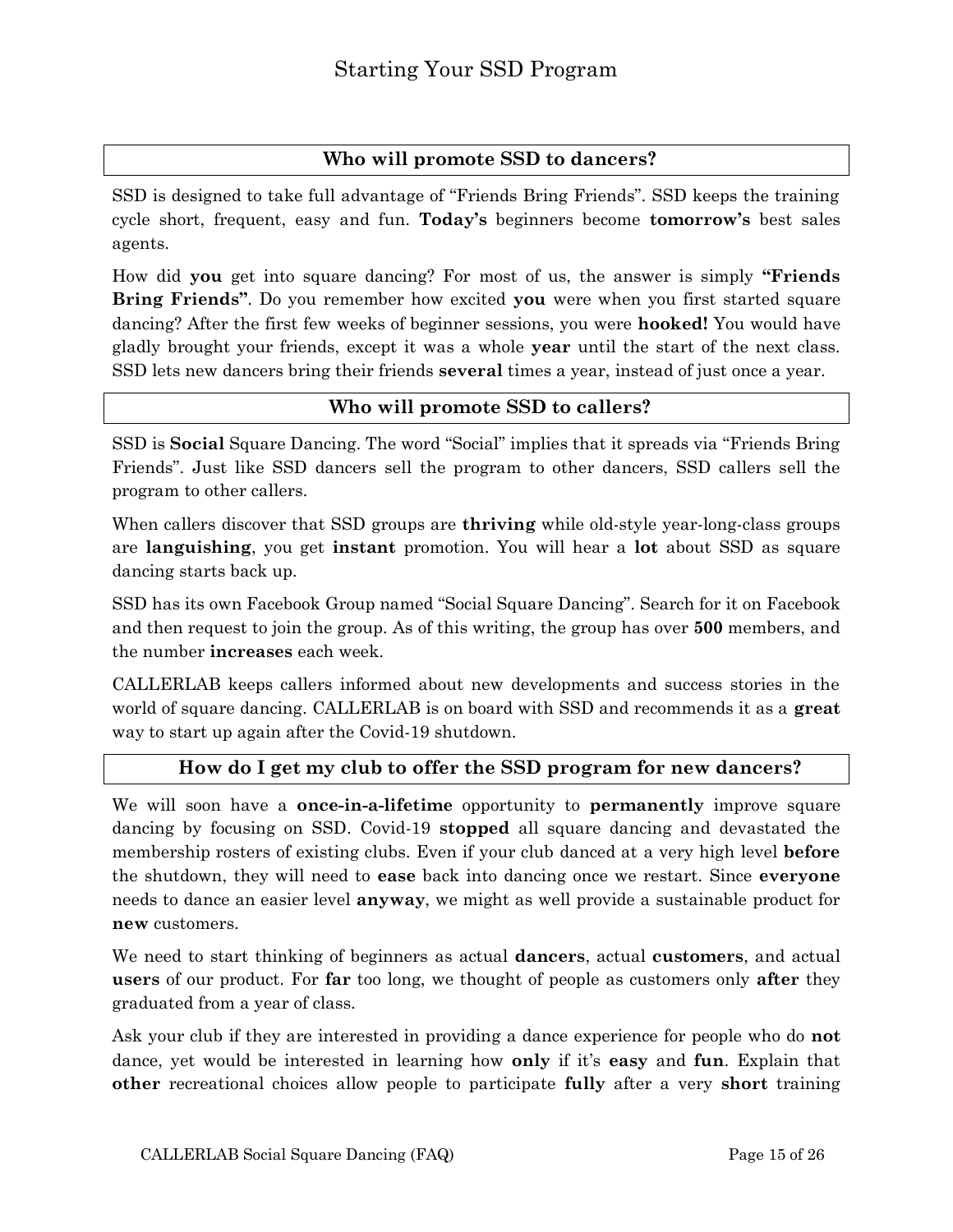## Starting Your SSD Program

### Who will promote SSD to dancers?

SSD is designed to take full advantage of "Friends Bring Friends". SSD keeps the training cycle short, frequent, easy and fun. **Today's** beginners become **tomorrow's** best sales agents.

How did **you** get into square dancing? For most of us, the answer is simply **"Friends Bring Friends"**. Do you remember how excited **you** were when you first started square dancing? After the first few weeks of beginner sessions, you were **hooked!** You would have gladly brought your friends, except it was a whole **year** until the start of the next class. SSD lets new dancers bring their friends **several** times a year, instead of just once a year.

### Who will promote SSD to callers?

SSD is **Social** Square Dancing. The word "Social" implies that it spreads via "Friends Bring Friends". Just like SSD dancers sell the program to other dancers, SSD callers sell the program to other callers.

When callers discover that SSD groups are **thriving** while old-style year-long-class groups are **languishing**, you get **instant** promotion. You will hear a **lot** about SSD as square dancing starts back up.

SSD has its own Facebook Group named "Social Square Dancing". Search for it on Facebook and then request to join the group. As of this writing, the group has over **500** members, and the number **increases** each week.

CALLERLAB keeps callers informed about new developments and success stories in the world of square dancing. CALLERLAB is on board with SSD and recommends it as a **great** way to start up again after the Covid-19 shutdown.

### How do I get my club to offer the SSD program for new dancers?

We will soon have a **once-in-a-lifetime** opportunity to **permanently** improve square dancing by focusing on SSD. Covid-19 **stopped** all square dancing and devastated the membership rosters of existing clubs. Even if your club danced at a very high level **before** the shutdown, they will need to **ease** back into dancing once we restart. Since **everyone** needs to dance an easier level **anyway**, we might as well provide a sustainable product for **new** customers.

We need to start thinking of beginners as actual **dancers**, actual **customers**, and actual **users** of our product. For **far** too long, we thought of people as customers only **after** they graduated from a year of class.

Ask your club if they are interested in providing a dance experience for people who do **not** dance, yet would be interested in learning how **only** if it's **easy** and **fun**. Explain that **other** recreational choices allow people to participate **fully** after a very **short** training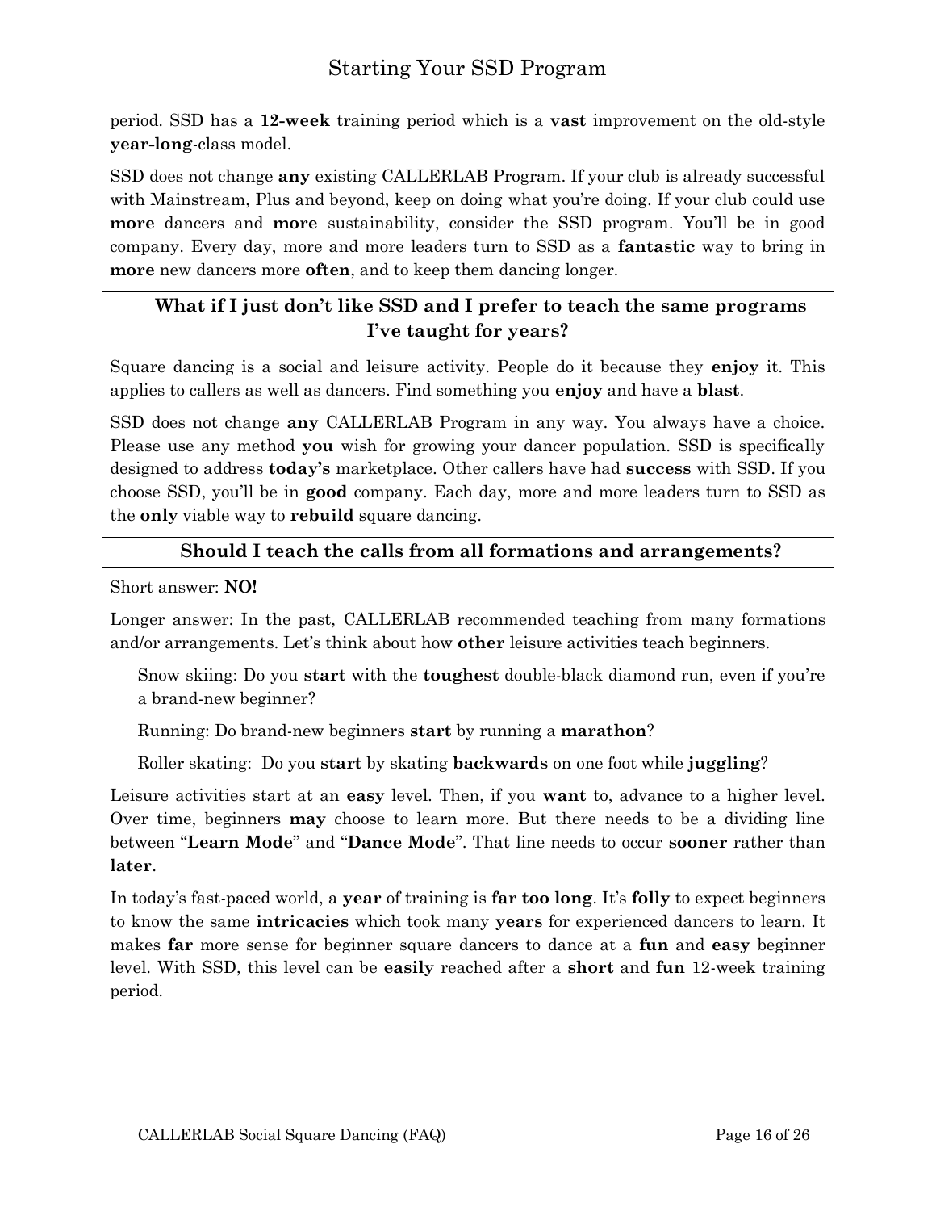period. SSD has a **12-week** training period which is a **vast** improvement on the old-style **year-long**-class model.

SSD does not change **any** existing CALLERLAB Program. If your club is already successful with Mainstream, Plus and beyond, keep on doing what you're doing. If your club could use **more** dancers and **more** sustainability, consider the SSD program. You'll be in good company. Every day, more and more leaders turn to SSD as a **fantastic** way to bring in **more** new dancers more **often**, and to keep them dancing longer.

### What if I just don't like SSD and I prefer to teach the same programs I've taught for years?

Square dancing is a social and leisure activity. People do it because they **enjoy** it. This applies to callers as well as dancers. Find something you **enjoy** and have a **blast**.

SSD does not change **any** CALLERLAB Program in any way. You always have a choice. Please use any method **you** wish for growing your dancer population. SSD is specifically designed to address **today's** marketplace. Other callers have had **success** with SSD. If you choose SSD, you'll be in **good** company. Each day, more and more leaders turn to SSD as the **only** viable way to **rebuild** square dancing.

### Should I teach the calls from all formations and arrangements?

Short answer: **NO!**

Longer answer: In the past, CALLERLAB recommended teaching from many formations and/or arrangements. Let's think about how **other** leisure activities teach beginners.

> Snow-skiing: Do you **start** with the **toughest** double-black diamond run, even if you're a brand-new beginner?
>
> Running: Do brand-new beginners **start** by running a **marathon**?
>
> Roller skating: Do you **start** by skating **backwards** on one foot while **juggling**?

Leisure activities start at an **easy** level. Then, if you **want** to, advance to a higher level. Over time, beginners **may** choose to learn more. But there needs to be a dividing line between "**Learn Mode**" and "**Dance Mode**". That line needs to occur **sooner** rather than **later**.

In today's fast-paced world, a **year** of training is **far too long**. It's **folly** to expect beginners to know the same **intricacies** which took many **years** for experienced dancers to learn. It makes **far** more sense for beginner square dancers to dance at a **fun** and **easy** beginner level. With SSD, this level can be **easily** reached after a **short** and **fun** 12-week training period.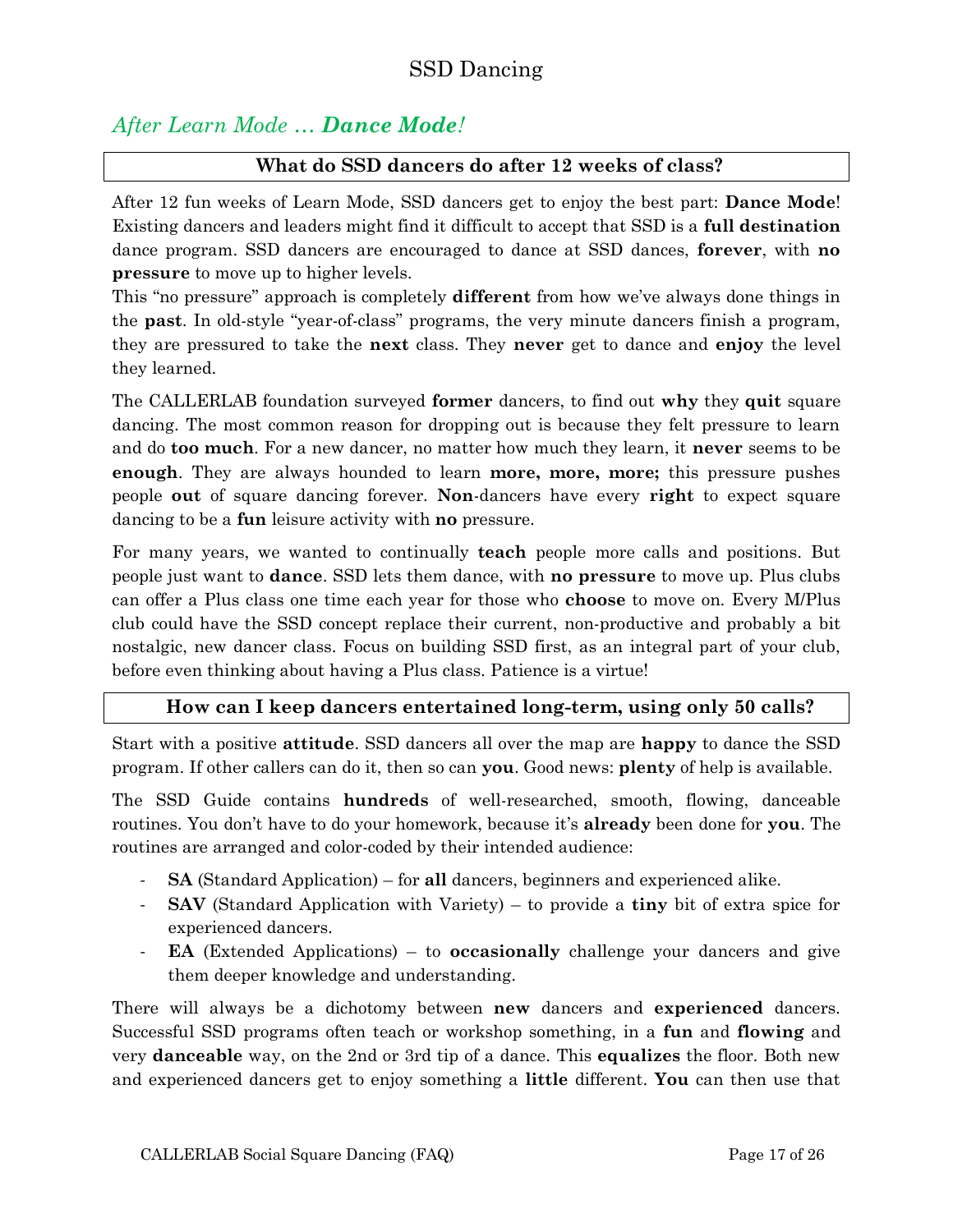## *After Learn Mode … **Dance Mode**!*

### What do SSD dancers do after 12 weeks of class?

After 12 fun weeks of Learn Mode, SSD dancers get to enjoy the best part: **Dance Mode**! Existing dancers and leaders might find it difficult to accept that SSD is a **full destination** dance program. SSD dancers are encouraged to dance at SSD dances, **forever**, with **no pressure** to move up to higher levels.

This "no pressure" approach is completely **different** from how we've always done things in the **past**. In old-style "year-of-class" programs, the very minute dancers finish a program, they are pressured to take the **next** class. They **never** get to dance and **enjoy** the level they learned.

The CALLERLAB foundation surveyed **former** dancers, to find out **why** they **quit** square dancing. The most common reason for dropping out is because they felt pressure to learn and do **too much**. For a new dancer, no matter how much they learn, it **never** seems to be **enough**. They are always hounded to learn **more, more, more;** this pressure pushes people **out** of square dancing forever. **Non**-dancers have every **right** to expect square dancing to be a **fun** leisure activity with **no** pressure.

For many years, we wanted to continually **teach** people more calls and positions. But people just want to **dance**. SSD lets them dance, with **no pressure** to move up. Plus clubs can offer a Plus class one time each year for those who **choose** to move on. Every M/Plus club could have the SSD concept replace their current, non-productive and probably a bit nostalgic, new dancer class. Focus on building SSD first, as an integral part of your club, before even thinking about having a Plus class. Patience is a virtue!

### How can I keep dancers entertained long-term, using only 50 calls?

Start with a positive **attitude**. SSD dancers all over the map are **happy** to dance the SSD program. If other callers can do it, then so can **you**. Good news: **plenty** of help is available.

The SSD Guide contains **hundreds** of well-researched, smooth, flowing, danceable routines. You don't have to do your homework, because it's **already** been done for **you**. The routines are arranged and color-coded by their intended audience:

- **SA** (Standard Application) – for **all** dancers, beginners and experienced alike.
- **SAV** (Standard Application with Variety) – to provide a **tiny** bit of extra spice for experienced dancers.
- **EA** (Extended Applications) – to **occasionally** challenge your dancers and give them deeper knowledge and understanding.

There will always be a dichotomy between **new** dancers and **experienced** dancers. Successful SSD programs often teach or workshop something, in a **fun** and **flowing** and very **danceable** way, on the 2nd or 3rd tip of a dance. This **equalizes** the floor. Both new and experienced dancers get to enjoy something a **little** different. **You** can then use that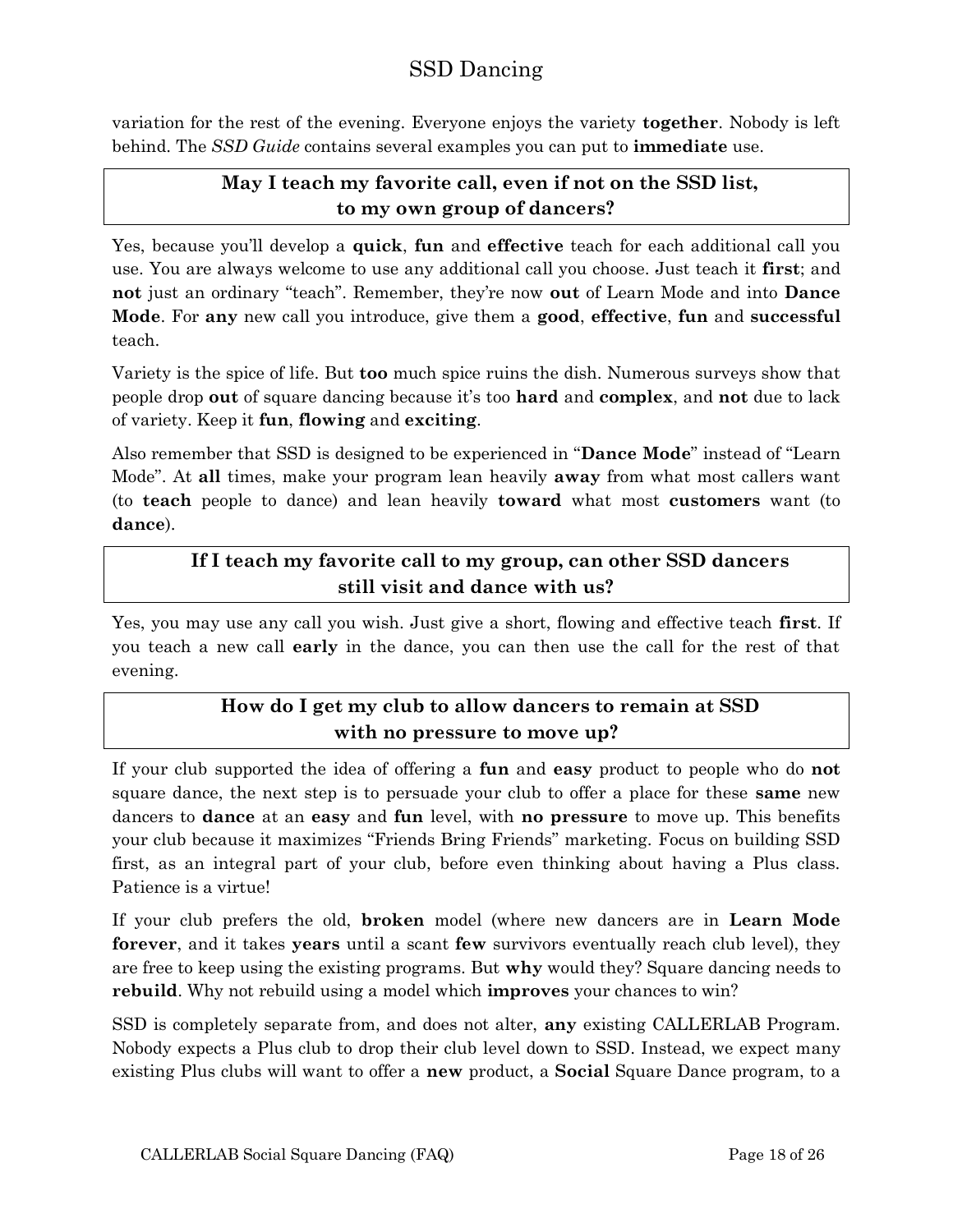variation for the rest of the evening. Everyone enjoys the variety **together**. Nobody is left behind. The *SSD Guide* contains several examples you can put to **immediate** use.

### May I teach my favorite call, even if not on the SSD list, to my own group of dancers?

Yes, because you'll develop a **quick**, **fun** and **effective** teach for each additional call you use. You are always welcome to use any additional call you choose. Just teach it **first**; and **not** just an ordinary "teach". Remember, they're now **out** of Learn Mode and into **Dance Mode**. For **any** new call you introduce, give them a **good**, **effective**, **fun** and **successful** teach.

Variety is the spice of life. But **too** much spice ruins the dish. Numerous surveys show that people drop **out** of square dancing because it's too **hard** and **complex**, and **not** due to lack of variety. Keep it **fun**, **flowing** and **exciting**.

Also remember that SSD is designed to be experienced in "**Dance Mode**" instead of "Learn Mode". At **all** times, make your program lean heavily **away** from what most callers want (to **teach** people to dance) and lean heavily **toward** what most **customers** want (to **dance**).

### If I teach my favorite call to my group, can other SSD dancers still visit and dance with us?

Yes, you may use any call you wish. Just give a short, flowing and effective teach **first**. If you teach a new call **early** in the dance, you can then use the call for the rest of that evening.

### How do I get my club to allow dancers to remain at SSD with no pressure to move up?

If your club supported the idea of offering a **fun** and **easy** product to people who do **not** square dance, the next step is to persuade your club to offer a place for these **same** new dancers to **dance** at an **easy** and **fun** level, with **no pressure** to move up. This benefits your club because it maximizes "Friends Bring Friends" marketing. Focus on building SSD first, as an integral part of your club, before even thinking about having a Plus class. Patience is a virtue!

If your club prefers the old, **broken** model (where new dancers are in **Learn Mode forever**, and it takes **years** until a scant **few** survivors eventually reach club level), they are free to keep using the existing programs. But **why** would they? Square dancing needs to **rebuild**. Why not rebuild using a model which **improves** your chances to win?

SSD is completely separate from, and does not alter, **any** existing CALLERLAB Program. Nobody expects a Plus club to drop their club level down to SSD. Instead, we expect many existing Plus clubs will want to offer a **new** product, a **Social** Square Dance program, to a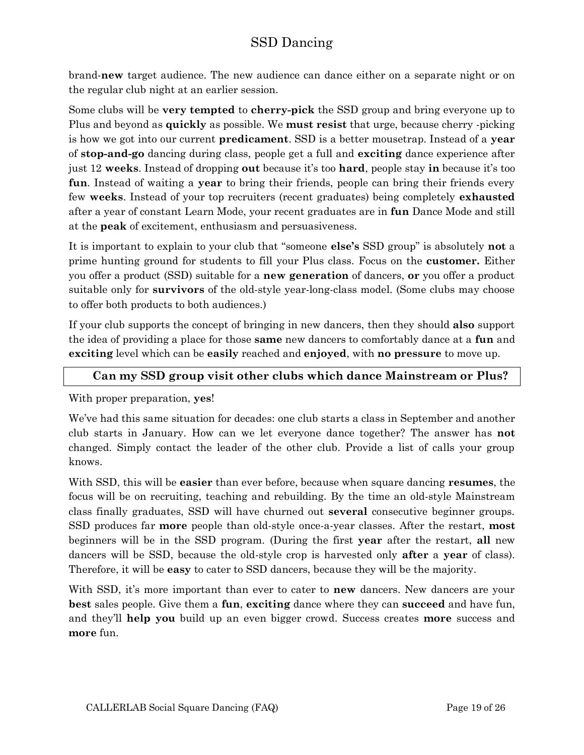brand-**new** target audience. The new audience can dance either on a separate night or on the regular club night at an earlier session.

Some clubs will be **very tempted** to **cherry-pick** the SSD group and bring everyone up to Plus and beyond as **quickly** as possible. We **must resist** that urge, because cherry -picking is how we got into our current **predicament**. SSD is a better mousetrap. Instead of a **year** of **stop-and-go** dancing during class, people get a full and **exciting** dance experience after just 12 **weeks**. Instead of dropping **out** because it's too **hard**, people stay **in** because it's too **fun**. Instead of waiting a **year** to bring their friends, people can bring their friends every few **weeks**. Instead of your top recruiters (recent graduates) being completely **exhausted** after a year of constant Learn Mode, your recent graduates are in **fun** Dance Mode and still at the **peak** of excitement, enthusiasm and persuasiveness.

It is important to explain to your club that "someone **else's** SSD group" is absolutely **not** a prime hunting ground for students to fill your Plus class. Focus on the **customer.** Either you offer a product (SSD) suitable for a **new generation** of dancers, **or** you offer a product suitable only for **survivors** of the old-style year-long-class model. (Some clubs may choose to offer both products to both audiences.)

If your club supports the concept of bringing in new dancers, then they should **also** support the idea of providing a place for those **same** new dancers to comfortably dance at a **fun** and **exciting** level which can be **easily** reached and **enjoyed**, with **no pressure** to move up.

### Can my SSD group visit other clubs which dance Mainstream or Plus?

With proper preparation, **yes**!

We've had this same situation for decades: one club starts a class in September and another club starts in January. How can we let everyone dance together? The answer has **not** changed. Simply contact the leader of the other club. Provide a list of calls your group knows.

With SSD, this will be **easier** than ever before, because when square dancing **resumes**, the focus will be on recruiting, teaching and rebuilding. By the time an old-style Mainstream class finally graduates, SSD will have churned out **several** consecutive beginner groups. SSD produces far **more** people than old-style once-a-year classes. After the restart, **most** beginners will be in the SSD program. (During the first **year** after the restart, **all** new dancers will be SSD, because the old-style crop is harvested only **after** a **year** of class). Therefore, it will be **easy** to cater to SSD dancers, because they will be the majority.

With SSD, it's more important than ever to cater to **new** dancers. New dancers are your **best** sales people. Give them a **fun**, **exciting** dance where they can **succeed** and have fun, and they'll **help you** build up an even bigger crowd. Success creates **more** success and **more** fun.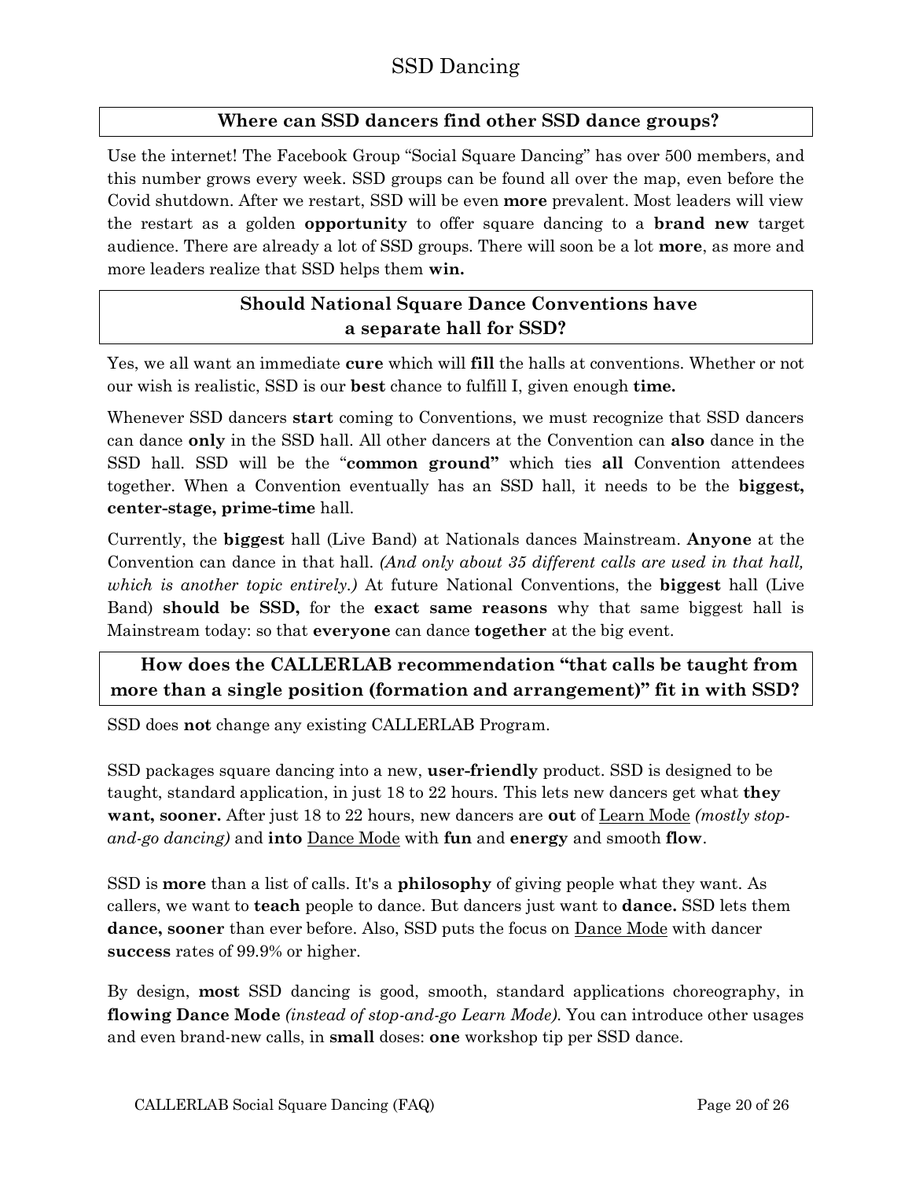## Where can SSD dancers find other SSD dance groups?

Use the internet! The Facebook Group "Social Square Dancing" has over 500 members, and this number grows every week. SSD groups can be found all over the map, even before the Covid shutdown. After we restart, SSD will be even **more** prevalent. Most leaders will view the restart as a golden **opportunity** to offer square dancing to a **brand new** target audience. There are already a lot of SSD groups. There will soon be a lot **more**, as more and more leaders realize that SSD helps them **win.**

## Should National Square Dance Conventions have a separate hall for SSD?

Yes, we all want an immediate **cure** which will **fill** the halls at conventions. Whether or not our wish is realistic, SSD is our **best** chance to fulfill I, given enough **time.**

Whenever SSD dancers **start** coming to Conventions, we must recognize that SSD dancers can dance **only** in the SSD hall. All other dancers at the Convention can **also** dance in the SSD hall. SSD will be the "**common ground"** which ties **all** Convention attendees together. When a Convention eventually has an SSD hall, it needs to be the **biggest, center-stage, prime-time** hall.

Currently, the **biggest** hall (Live Band) at Nationals dances Mainstream. **Anyone** at the Convention can dance in that hall. *(And only about 35 different calls are used in that hall, which is another topic entirely.)* At future National Conventions, the **biggest** hall (Live Band) **should be SSD,** for the **exact same reasons** why that same biggest hall is Mainstream today: so that **everyone** can dance **together** at the big event.

## How does the CALLERLAB recommendation "that calls be taught from more than a single position (formation and arrangement)" fit in with SSD?

SSD does **not** change any existing CALLERLAB Program.

SSD packages square dancing into a new, **user-friendly** product. SSD is designed to be taught, standard application, in just 18 to 22 hours. This lets new dancers get what **they want, sooner.** After just 18 to 22 hours, new dancers are **out** of <u>Learn Mode</u> *(mostly stop-and-go dancing)* and **into** <u>Dance Mode</u> with **fun** and **energy** and smooth **flow**.

SSD is **more** than a list of calls. It's a **philosophy** of giving people what they want. As callers, we want to **teach** people to dance. But dancers just want to **dance.** SSD lets them **dance, sooner** than ever before. Also, SSD puts the focus on <u>Dance Mode</u> with dancer **success** rates of 99.9% or higher.

By design, **most** SSD dancing is good, smooth, standard applications choreography, in **flowing Dance Mode** *(instead of stop-and-go Learn Mode).* You can introduce other usages and even brand-new calls, in **small** doses: **one** workshop tip per SSD dance.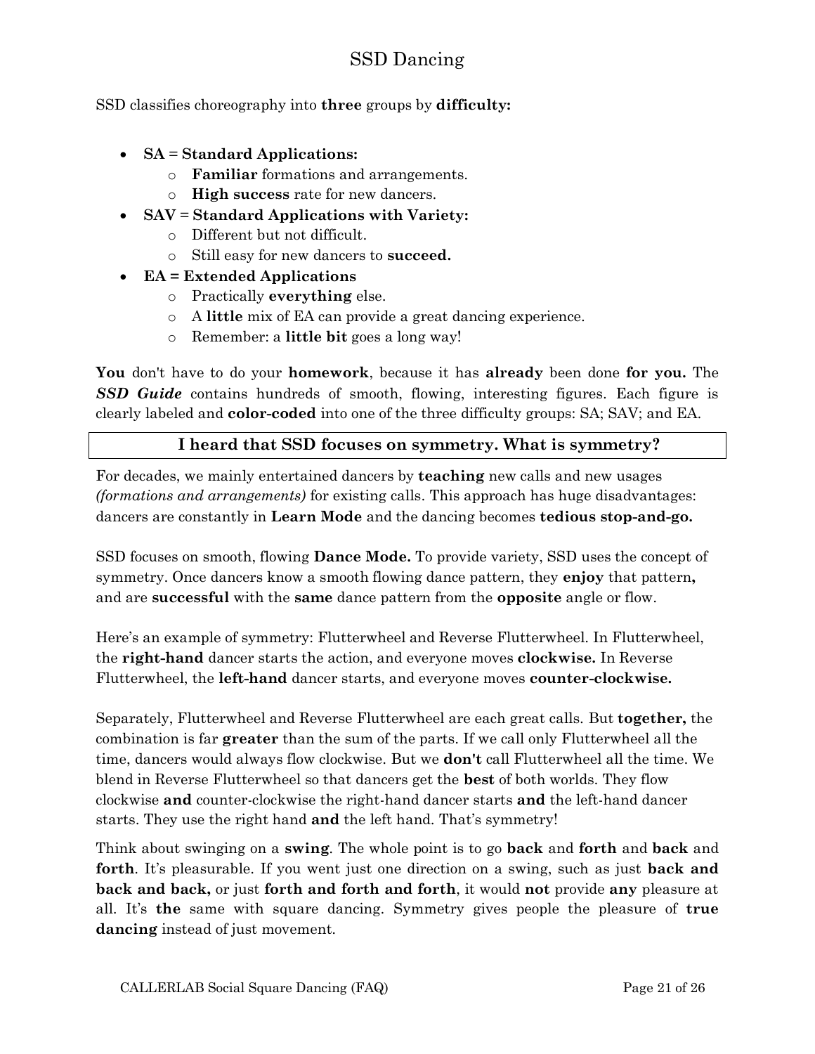# SSD Dancing

SSD classifies choreography into **three** groups by **difficulty:**

- **SA = Standard Applications:**
  - **Familiar** formations and arrangements.
  - **High success** rate for new dancers.
- **SAV = Standard Applications with Variety:**
  - Different but not difficult.
  - Still easy for new dancers to **succeed.**
- **EA = Extended Applications**
  - Practically **everything** else.
  - A **little** mix of EA can provide a great dancing experience.
  - Remember: a **little bit** goes a long way!

**You** don't have to do your **homework**, because it has **already** been done **for you.** The ***SSD Guide*** contains hundreds of smooth, flowing, interesting figures. Each figure is clearly labeled and **color-coded** into one of the three difficulty groups: SA; SAV; and EA.

## I heard that SSD focuses on symmetry. What is symmetry?

For decades, we mainly entertained dancers by **teaching** new calls and new usages *(formations and arrangements)* for existing calls. This approach has huge disadvantages: dancers are constantly in **Learn Mode** and the dancing becomes **tedious stop-and-go.**

SSD focuses on smooth, flowing **Dance Mode.** To provide variety, SSD uses the concept of symmetry. Once dancers know a smooth flowing dance pattern, they **enjoy** that pattern**,** and are **successful** with the **same** dance pattern from the **opposite** angle or flow.

Here's an example of symmetry: Flutterwheel and Reverse Flutterwheel. In Flutterwheel, the **right-hand** dancer starts the action, and everyone moves **clockwise.** In Reverse Flutterwheel, the **left-hand** dancer starts, and everyone moves **counter-clockwise.**

Separately, Flutterwheel and Reverse Flutterwheel are each great calls. But **together,** the combination is far **greater** than the sum of the parts. If we call only Flutterwheel all the time, dancers would always flow clockwise. But we **don't** call Flutterwheel all the time. We blend in Reverse Flutterwheel so that dancers get the **best** of both worlds. They flow clockwise **and** counter-clockwise the right-hand dancer starts **and** the left-hand dancer starts. They use the right hand **and** the left hand. That's symmetry!

Think about swinging on a **swing**. The whole point is to go **back** and **forth** and **back** and **forth**. It's pleasurable. If you went just one direction on a swing, such as just **back and back and back,** or just **forth and forth and forth**, it would **not** provide **any** pleasure at all. It's **the** same with square dancing. Symmetry gives people the pleasure of **true dancing** instead of just movement.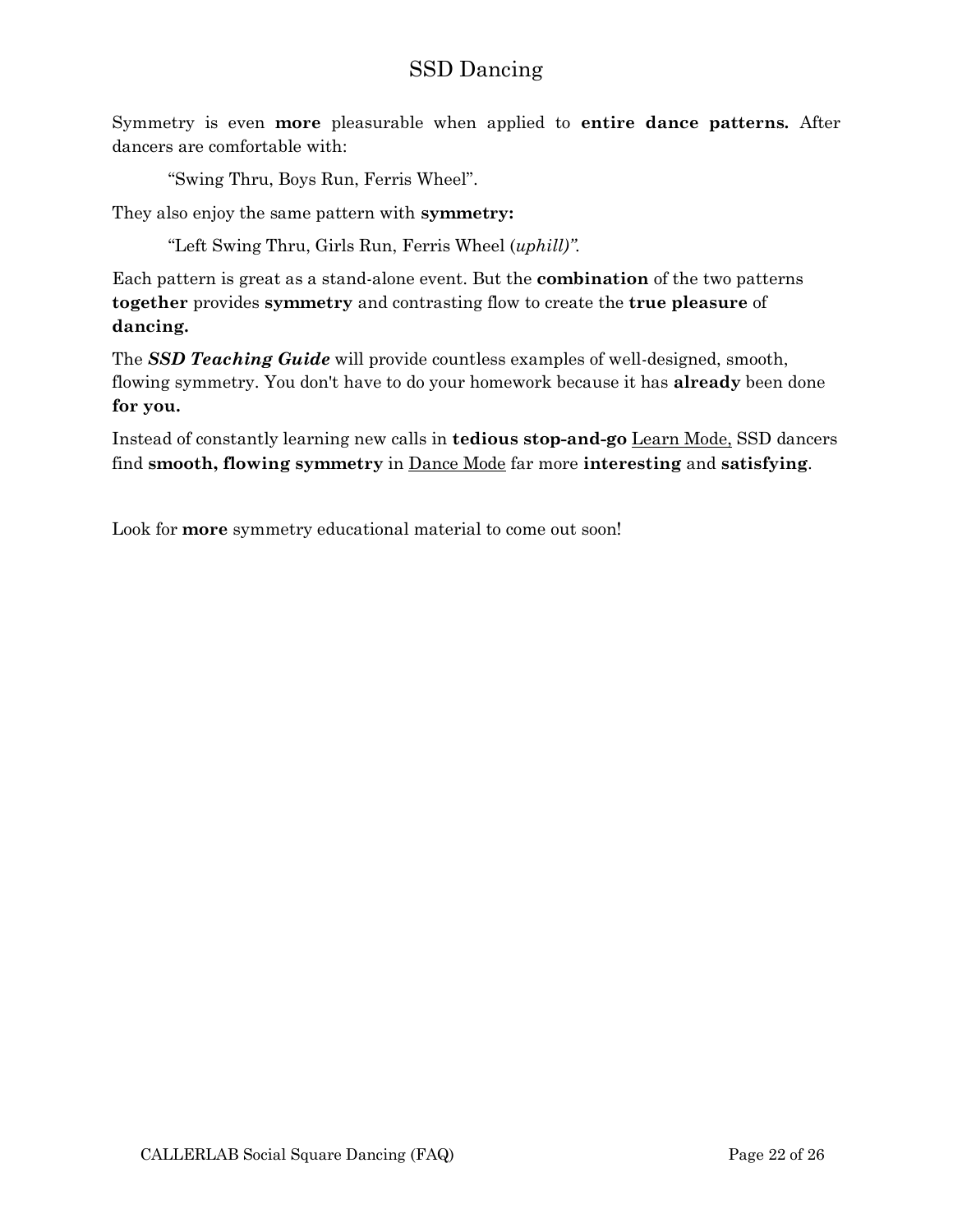Symmetry is even **more** pleasurable when applied to **entire dance patterns.** After dancers are comfortable with:

> "Swing Thru, Boys Run, Ferris Wheel".

They also enjoy the same pattern with **symmetry:**

> "Left Swing Thru, Girls Run, Ferris Wheel (*uphill)".*

Each pattern is great as a stand-alone event. But the **combination** of the two patterns **together** provides **symmetry** and contrasting flow to create the **true pleasure** of **dancing.**

The ***SSD Teaching Guide*** will provide countless examples of well-designed, smooth, flowing symmetry. You don't have to do your homework because it has **already** been done **for you.**

Instead of constantly learning new calls in **tedious stop-and-go** <u>Learn Mode,</u> SSD dancers find **smooth, flowing symmetry** in <u>Dance Mode</u> far more **interesting** and **satisfying**.

Look for **more** symmetry educational material to come out soon!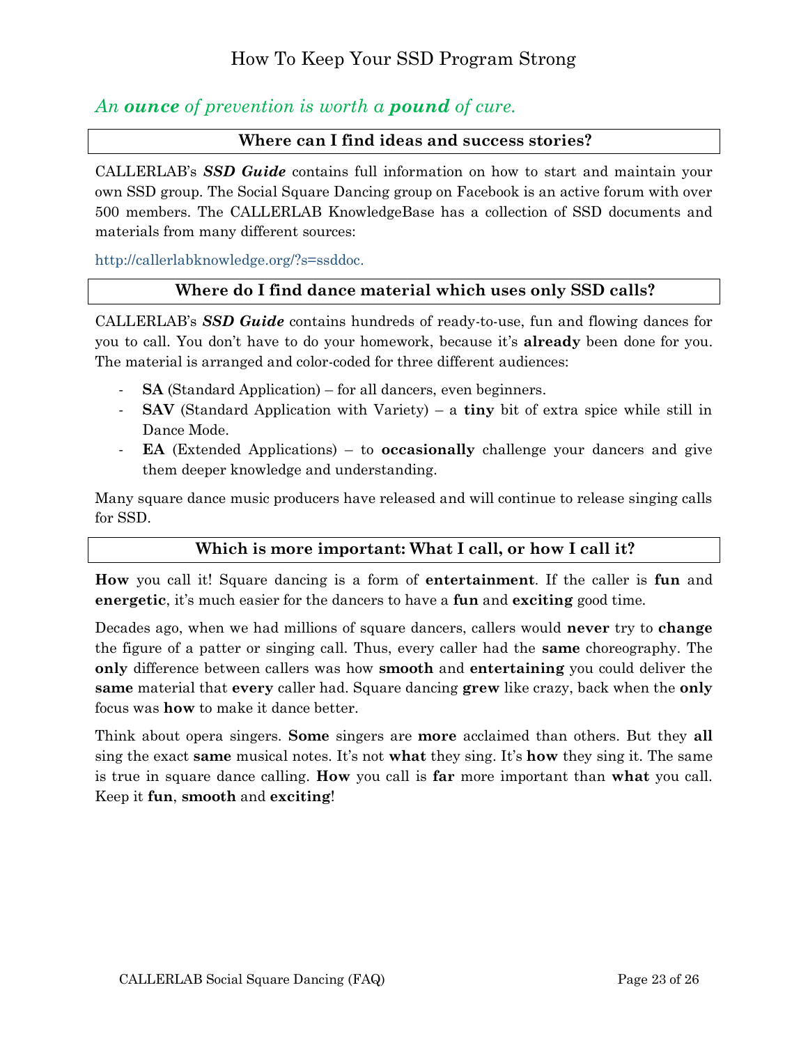# How To Keep Your SSD Program Strong

*An **ounce** of prevention is worth a **pound** of cure.*

### Where can I find ideas and success stories?

CALLERLAB's ***SSD Guide*** contains full information on how to start and maintain your own SSD group. The Social Square Dancing group on Facebook is an active forum with over 500 members. The CALLERLAB KnowledgeBase has a collection of SSD documents and materials from many different sources:

http://callerlabknowledge.org/?s=ssddoc.

### Where do I find dance material which uses only SSD calls?

CALLERLAB's ***SSD Guide*** contains hundreds of ready-to-use, fun and flowing dances for you to call. You don't have to do your homework, because it's **already** been done for you. The material is arranged and color-coded for three different audiences:

- **SA** (Standard Application) – for all dancers, even beginners.
- **SAV** (Standard Application with Variety) – a **tiny** bit of extra spice while still in Dance Mode.
- **EA** (Extended Applications) – to **occasionally** challenge your dancers and give them deeper knowledge and understanding.

Many square dance music producers have released and will continue to release singing calls for SSD.

### Which is more important: What I call, or how I call it?

**How** you call it! Square dancing is a form of **entertainment**. If the caller is **fun** and **energetic**, it's much easier for the dancers to have a **fun** and **exciting** good time.

Decades ago, when we had millions of square dancers, callers would **never** try to **change** the figure of a patter or singing call. Thus, every caller had the **same** choreography. The **only** difference between callers was how **smooth** and **entertaining** you could deliver the **same** material that **every** caller had. Square dancing **grew** like crazy, back when the **only** focus was **how** to make it dance better.

Think about opera singers. **Some** singers are **more** acclaimed than others. But they **all** sing the exact **same** musical notes. It's not **what** they sing. It's **how** they sing it. The same is true in square dance calling. **How** you call is **far** more important than **what** you call. Keep it **fun**, **smooth** and **exciting**!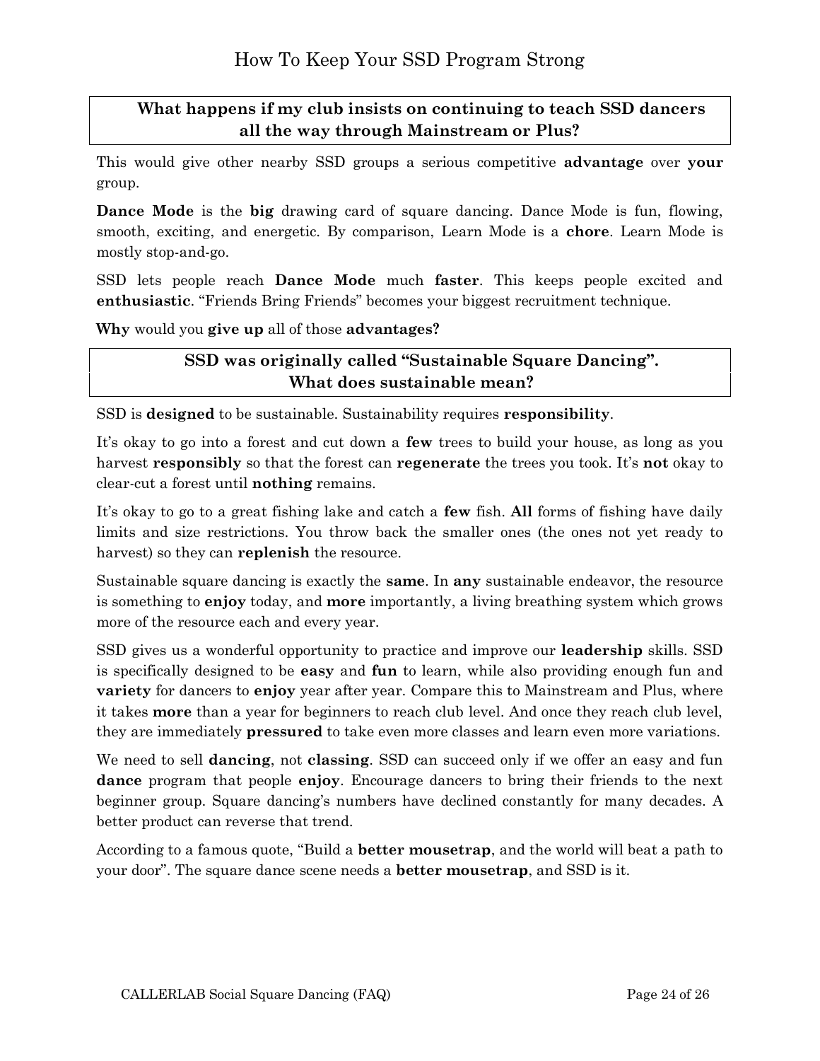# How To Keep Your SSD Program Strong

### What happens if my club insists on continuing to teach SSD dancers all the way through Mainstream or Plus?

This would give other nearby SSD groups a serious competitive **advantage** over **your** group.

**Dance Mode** is the **big** drawing card of square dancing. Dance Mode is fun, flowing, smooth, exciting, and energetic. By comparison, Learn Mode is a **chore**. Learn Mode is mostly stop-and-go.

SSD lets people reach **Dance Mode** much **faster**. This keeps people excited and **enthusiastic**. "Friends Bring Friends" becomes your biggest recruitment technique.

**Why** would you **give up** all of those **advantages?**

### SSD was originally called "Sustainable Square Dancing". What does sustainable mean?

SSD is **designed** to be sustainable. Sustainability requires **responsibility**.

It's okay to go into a forest and cut down a **few** trees to build your house, as long as you harvest **responsibly** so that the forest can **regenerate** the trees you took. It's **not** okay to clear-cut a forest until **nothing** remains.

It's okay to go to a great fishing lake and catch a **few** fish. **All** forms of fishing have daily limits and size restrictions. You throw back the smaller ones (the ones not yet ready to harvest) so they can **replenish** the resource.

Sustainable square dancing is exactly the **same**. In **any** sustainable endeavor, the resource is something to **enjoy** today, and **more** importantly, a living breathing system which grows more of the resource each and every year.

SSD gives us a wonderful opportunity to practice and improve our **leadership** skills. SSD is specifically designed to be **easy** and **fun** to learn, while also providing enough fun and **variety** for dancers to **enjoy** year after year. Compare this to Mainstream and Plus, where it takes **more** than a year for beginners to reach club level. And once they reach club level, they are immediately **pressured** to take even more classes and learn even more variations.

We need to sell **dancing**, not **classing**. SSD can succeed only if we offer an easy and fun **dance** program that people **enjoy**. Encourage dancers to bring their friends to the next beginner group. Square dancing's numbers have declined constantly for many decades. A better product can reverse that trend.

According to a famous quote, "Build a **better mousetrap**, and the world will beat a path to your door". The square dance scene needs a **better mousetrap**, and SSD is it.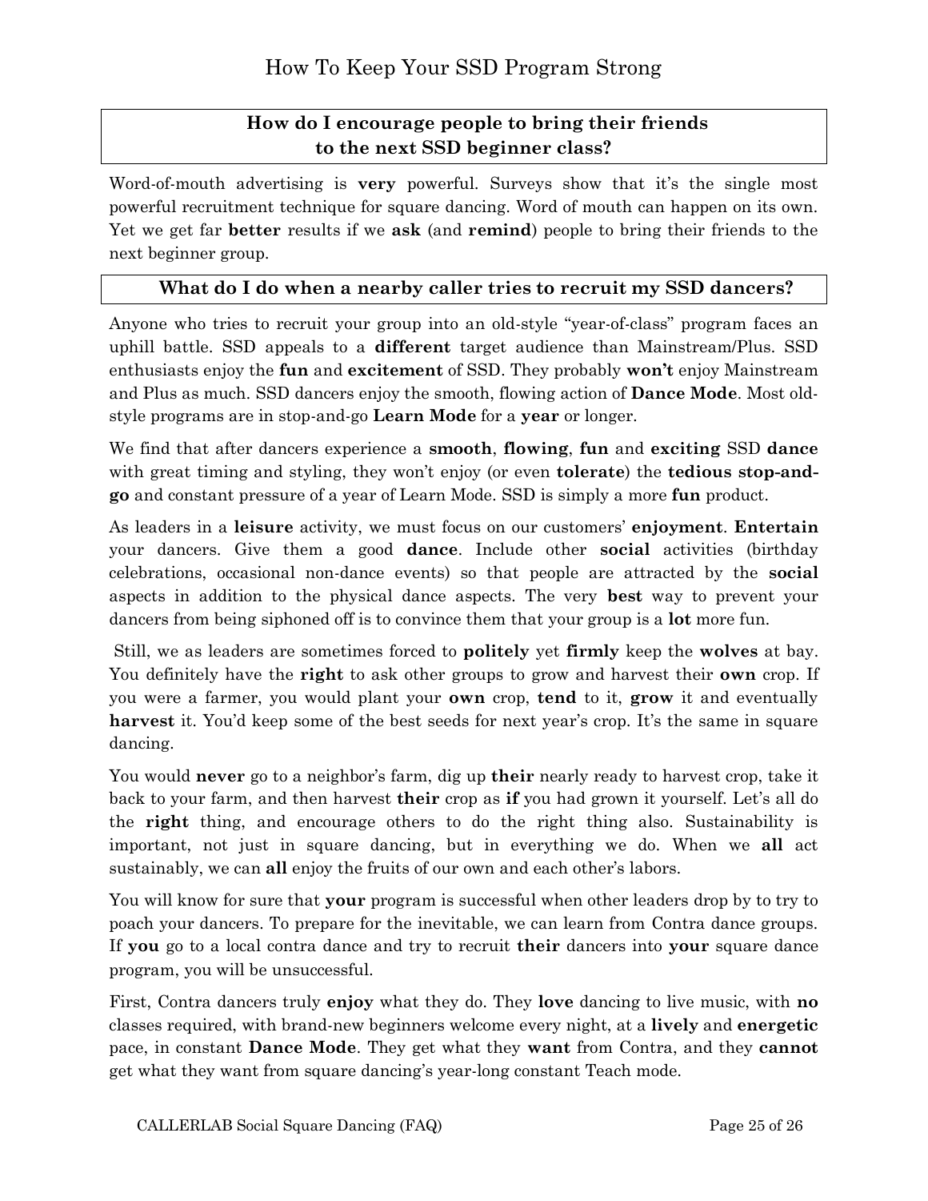## How do I encourage people to bring their friends to the next SSD beginner class?

Word-of-mouth advertising is **very** powerful. Surveys show that it's the single most powerful recruitment technique for square dancing. Word of mouth can happen on its own. Yet we get far **better** results if we **ask** (and **remind**) people to bring their friends to the next beginner group.

## What do I do when a nearby caller tries to recruit my SSD dancers?

Anyone who tries to recruit your group into an old-style "year-of-class" program faces an uphill battle. SSD appeals to a **different** target audience than Mainstream/Plus. SSD enthusiasts enjoy the **fun** and **excitement** of SSD. They probably **won't** enjoy Mainstream and Plus as much. SSD dancers enjoy the smooth, flowing action of **Dance Mode**. Most old-style programs are in stop-and-go **Learn Mode** for a **year** or longer.

We find that after dancers experience a **smooth**, **flowing**, **fun** and **exciting** SSD **dance** with great timing and styling, they won't enjoy (or even **tolerate**) the **tedious stop-and-go** and constant pressure of a year of Learn Mode. SSD is simply a more **fun** product.

As leaders in a **leisure** activity, we must focus on our customers' **enjoyment**. **Entertain** your dancers. Give them a good **dance**. Include other **social** activities (birthday celebrations, occasional non-dance events) so that people are attracted by the **social** aspects in addition to the physical dance aspects. The very **best** way to prevent your dancers from being siphoned off is to convince them that your group is a **lot** more fun.

Still, we as leaders are sometimes forced to **politely** yet **firmly** keep the **wolves** at bay. You definitely have the **right** to ask other groups to grow and harvest their **own** crop. If you were a farmer, you would plant your **own** crop, **tend** to it, **grow** it and eventually **harvest** it. You'd keep some of the best seeds for next year's crop. It's the same in square dancing.

You would **never** go to a neighbor's farm, dig up **their** nearly ready to harvest crop, take it back to your farm, and then harvest **their** crop as **if** you had grown it yourself. Let's all do the **right** thing, and encourage others to do the right thing also. Sustainability is important, not just in square dancing, but in everything we do. When we **all** act sustainably, we can **all** enjoy the fruits of our own and each other's labors.

You will know for sure that **your** program is successful when other leaders drop by to try to poach your dancers. To prepare for the inevitable, we can learn from Contra dance groups. If **you** go to a local contra dance and try to recruit **their** dancers into **your** square dance program, you will be unsuccessful.

First, Contra dancers truly **enjoy** what they do. They **love** dancing to live music, with **no** classes required, with brand-new beginners welcome every night, at a **lively** and **energetic** pace, in constant **Dance Mode**. They get what they **want** from Contra, and they **cannot** get what they want from square dancing's year-long constant Teach mode.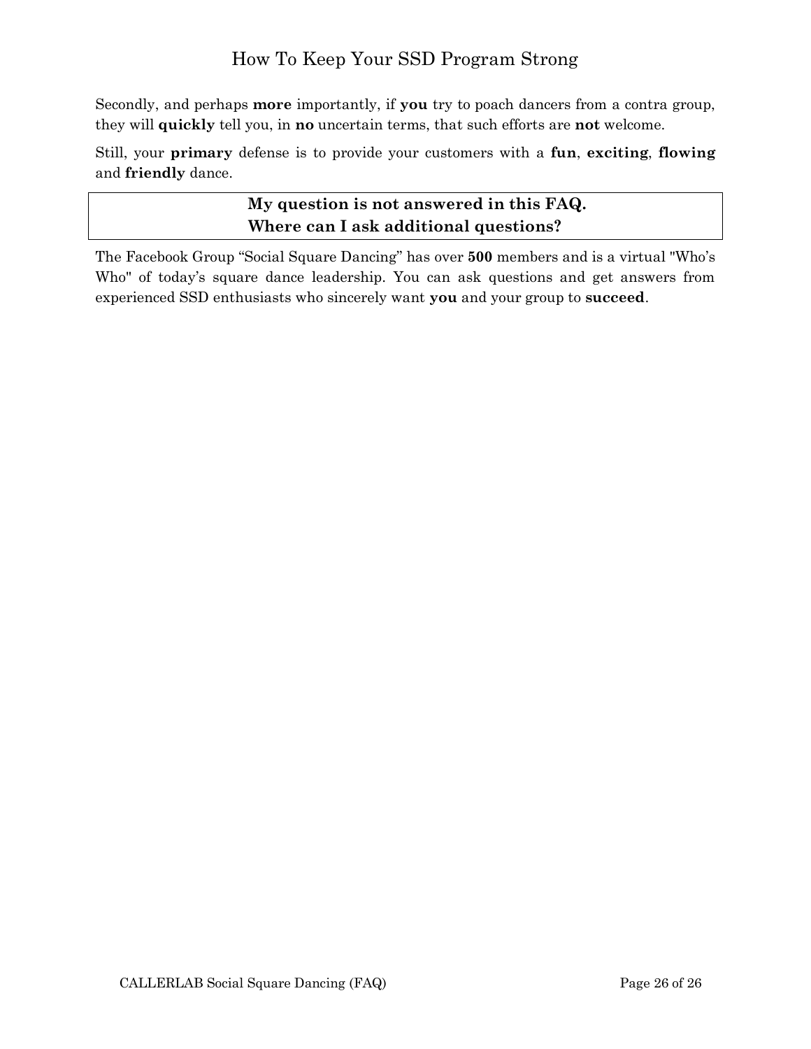Secondly, and perhaps **more** importantly, if **you** try to poach dancers from a contra group, they will **quickly** tell you, in **no** uncertain terms, that such efforts are **not** welcome.

Still, your **primary** defense is to provide your customers with a **fun**, **exciting**, **flowing** and **friendly** dance.

### My question is not answered in this FAQ. Where can I ask additional questions?

The Facebook Group "Social Square Dancing" has over **500** members and is a virtual "Who's Who" of today's square dance leadership. You can ask questions and get answers from experienced SSD enthusiasts who sincerely want **you** and your group to **succeed**.